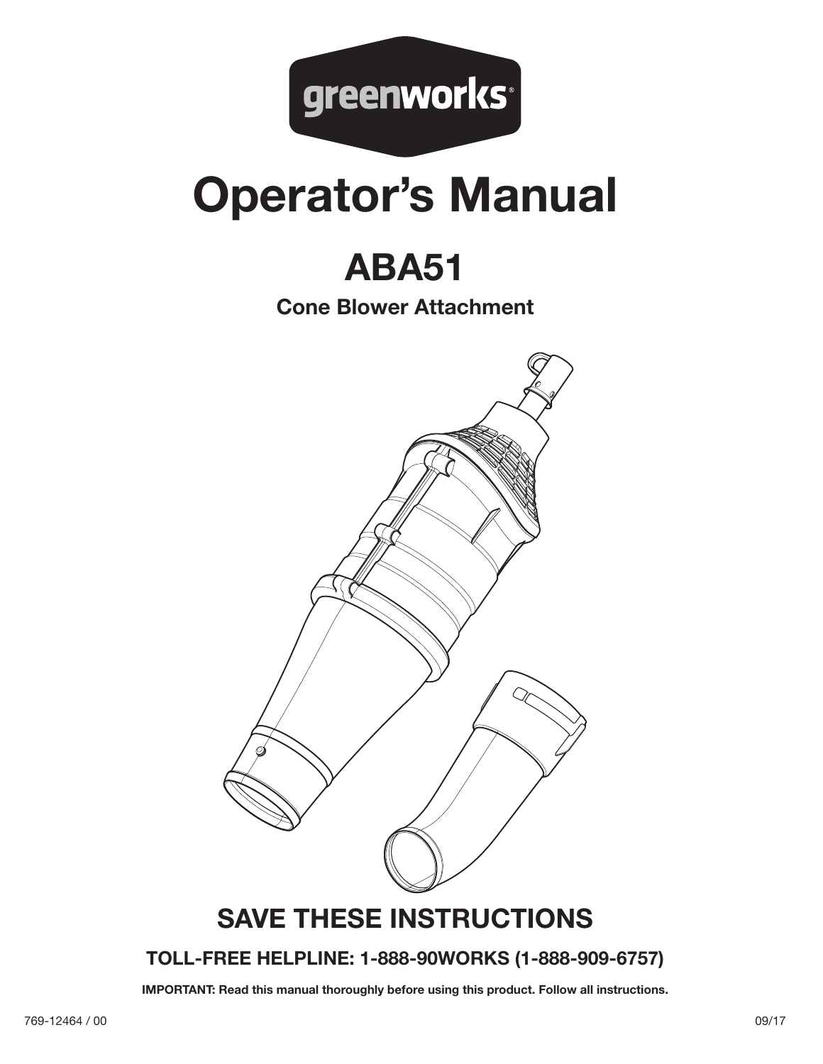greenworks

# Operator's Manual

## ABA51

### Cone Blower Attachment

## SAVE THESE INSTRUCTIONS

### TOLL-FREE HELPLINE: 1-888-90WORKS (1-888-909-6757)

**IMPORTANT: Read this manual thoroughly before using this product. Follow all instructions.**

769-12464 / 00

09/17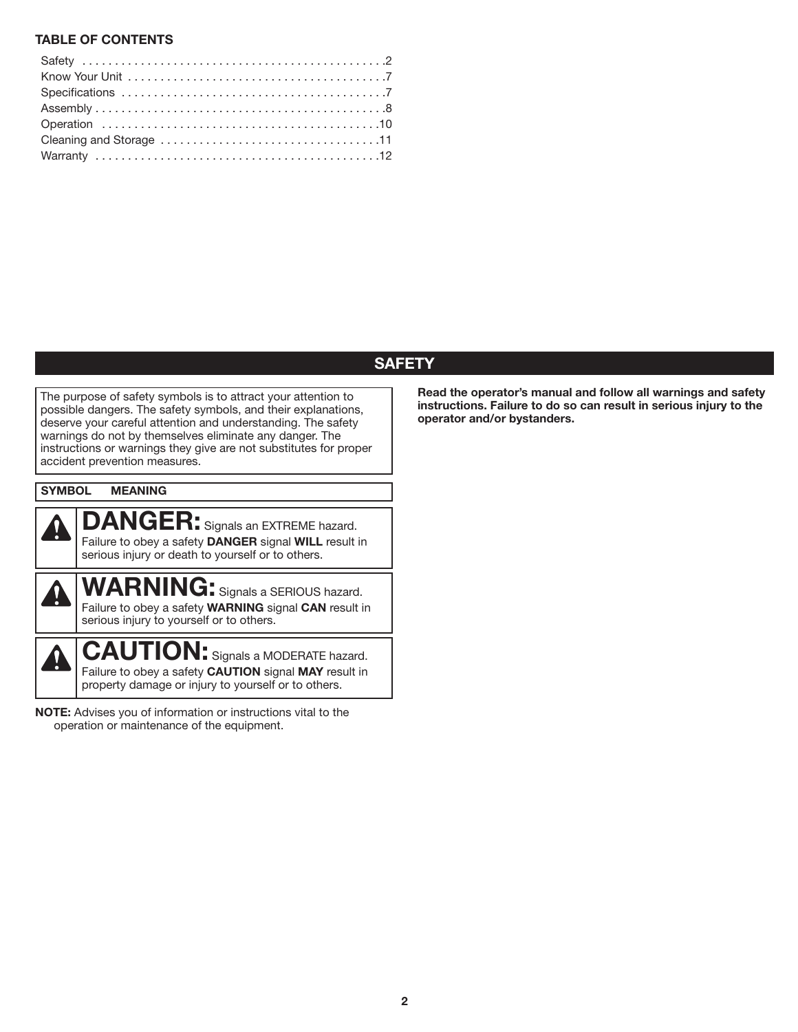## TABLE OF CONTENTS

| | |
|---|---|
| Safety | 2 |
| Know Your Unit | 7 |
| Specifications | 7 |
| Assembly | 8 |
| Operation | 10 |
| Cleaning and Storage | 11 |
| Warranty | 12 |

## SAFETY

The purpose of safety symbols is to attract your attention to possible dangers. The safety symbols, and their explanations, deserve your careful attention and understanding. The safety warnings do not by themselves eliminate any danger. The instructions or warnings they give are not substitutes for proper accident prevention measures.

| SYMBOL | MEANING |
|---|---|
| ⚠ | **DANGER:** Signals an EXTREME hazard. Failure to obey a safety **DANGER** signal **WILL** result in serious injury or death to yourself or to others. |
| ⚠ | **WARNING:** Signals a SERIOUS hazard. Failure to obey a safety **WARNING** signal **CAN** result in serious injury to yourself or to others. |
| ⚠ | **CAUTION:** Signals a MODERATE hazard. Failure to obey a safety **CAUTION** signal **MAY** result in property damage or injury to yourself or to others. |

**NOTE:** Advises you of information or instructions vital to the operation or maintenance of the equipment.

**Read the operator's manual and follow all warnings and safety instructions. Failure to do so can result in serious injury to the operator and/or bystanders.**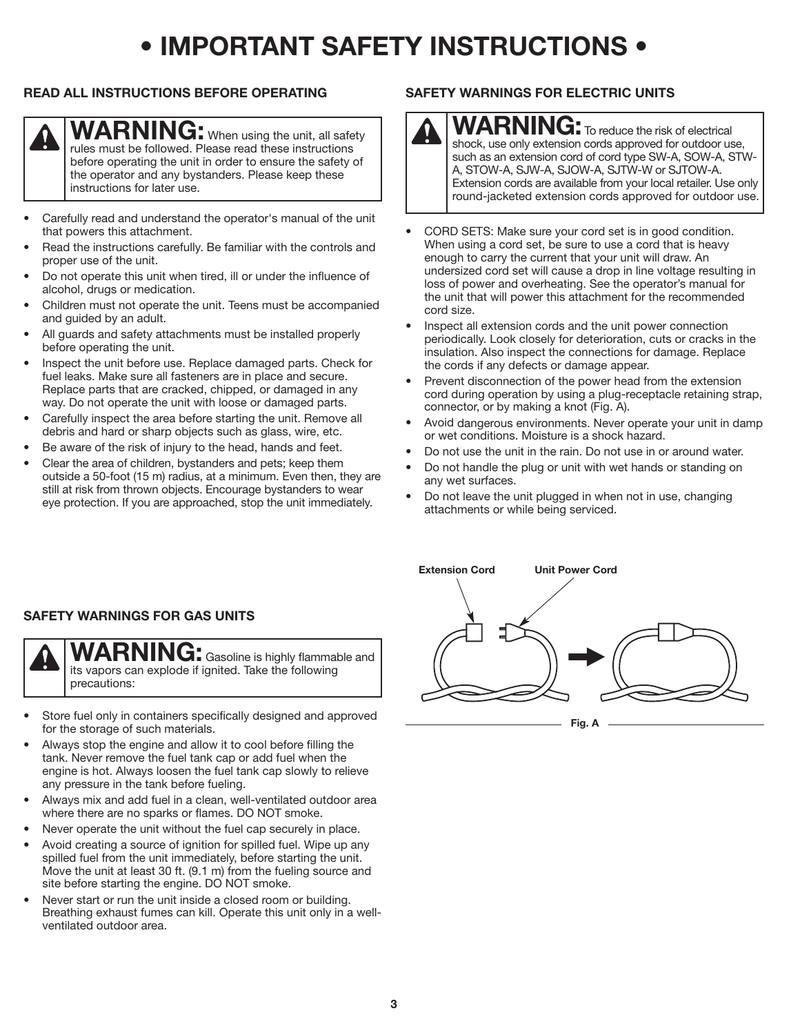# • IMPORTANT SAFETY INSTRUCTIONS •

## READ ALL INSTRUCTIONS BEFORE OPERATING

**WARNING:** When using the unit, all safety rules must be followed. Please read these instructions before operating the unit in order to ensure the safety of the operator and any bystanders. Please keep these instructions for later use.

- Carefully read and understand the operator's manual of the unit that powers this attachment.
- Read the instructions carefully. Be familiar with the controls and proper use of the unit.
- Do not operate this unit when tired, ill or under the influence of alcohol, drugs or medication.
- Children must not operate the unit. Teens must be accompanied and guided by an adult.
- All guards and safety attachments must be installed properly before operating the unit.
- Inspect the unit before use. Replace damaged parts. Check for fuel leaks. Make sure all fasteners are in place and secure. Replace parts that are cracked, chipped, or damaged in any way. Do not operate the unit with loose or damaged parts.
- Carefully inspect the area before starting the unit. Remove all debris and hard or sharp objects such as glass, wire, etc.
- Be aware of the risk of injury to the head, hands and feet.
- Clear the area of children, bystanders and pets; keep them outside a 50-foot (15 m) radius, at a minimum. Even then, they are still at risk from thrown objects. Encourage bystanders to wear eye protection. If you are approached, stop the unit immediately.

## SAFETY WARNINGS FOR GAS UNITS

**WARNING:** Gasoline is highly flammable and its vapors can explode if ignited. Take the following precautions:

- Store fuel only in containers specifically designed and approved for the storage of such materials.
- Always stop the engine and allow it to cool before filling the tank. Never remove the fuel tank cap or add fuel when the engine is hot. Always loosen the fuel tank cap slowly to relieve any pressure in the tank before fueling.
- Always mix and add fuel in a clean, well-ventilated outdoor area where there are no sparks or flames. DO NOT smoke.
- Never operate the unit without the fuel cap securely in place.
- Avoid creating a source of ignition for spilled fuel. Wipe up any spilled fuel from the unit immediately, before starting the unit. Move the unit at least 30 ft. (9.1 m) from the fueling source and site before starting the engine. DO NOT smoke.
- Never start or run the unit inside a closed room or building. Breathing exhaust fumes can kill. Operate this unit only in a well-ventilated outdoor area.

## SAFETY WARNINGS FOR ELECTRIC UNITS

**WARNING:** To reduce the risk of electrical shock, use only extension cords approved for outdoor use, such as an extension cord of cord type SW-A, SOW-A, STW-A, STOW-A, SJW-A, SJOW-A, SJTW-W or SJTOW-A. Extension cords are available from your local retailer. Use only round-jacketed extension cords approved for outdoor use.

- CORD SETS: Make sure your cord set is in good condition. When using a cord set, be sure to use a cord that is heavy enough to carry the current that your unit will draw. An undersized cord set will cause a drop in line voltage resulting in loss of power and overheating. See the operator's manual for the unit that will power this attachment for the recommended cord size.
- Inspect all extension cords and the unit power connection periodically. Look closely for deterioration, cuts or cracks in the insulation. Also inspect the connections for damage. Replace the cords if any defects or damage appear.
- Prevent disconnection of the power head from the extension cord during operation by using a plug-receptacle retaining strap, connector, or by making a knot (Fig. A).
- Avoid dangerous environments. Never operate your unit in damp or wet conditions. Moisture is a shock hazard.
- Do not use the unit in the rain. Do not use in or around water.
- Do not handle the plug or unit with wet hands or standing on any wet surfaces.
- Do not leave the unit plugged in when not in use, changing attachments or while being serviced.

Extension Cord — Unit Power Cord

Fig. A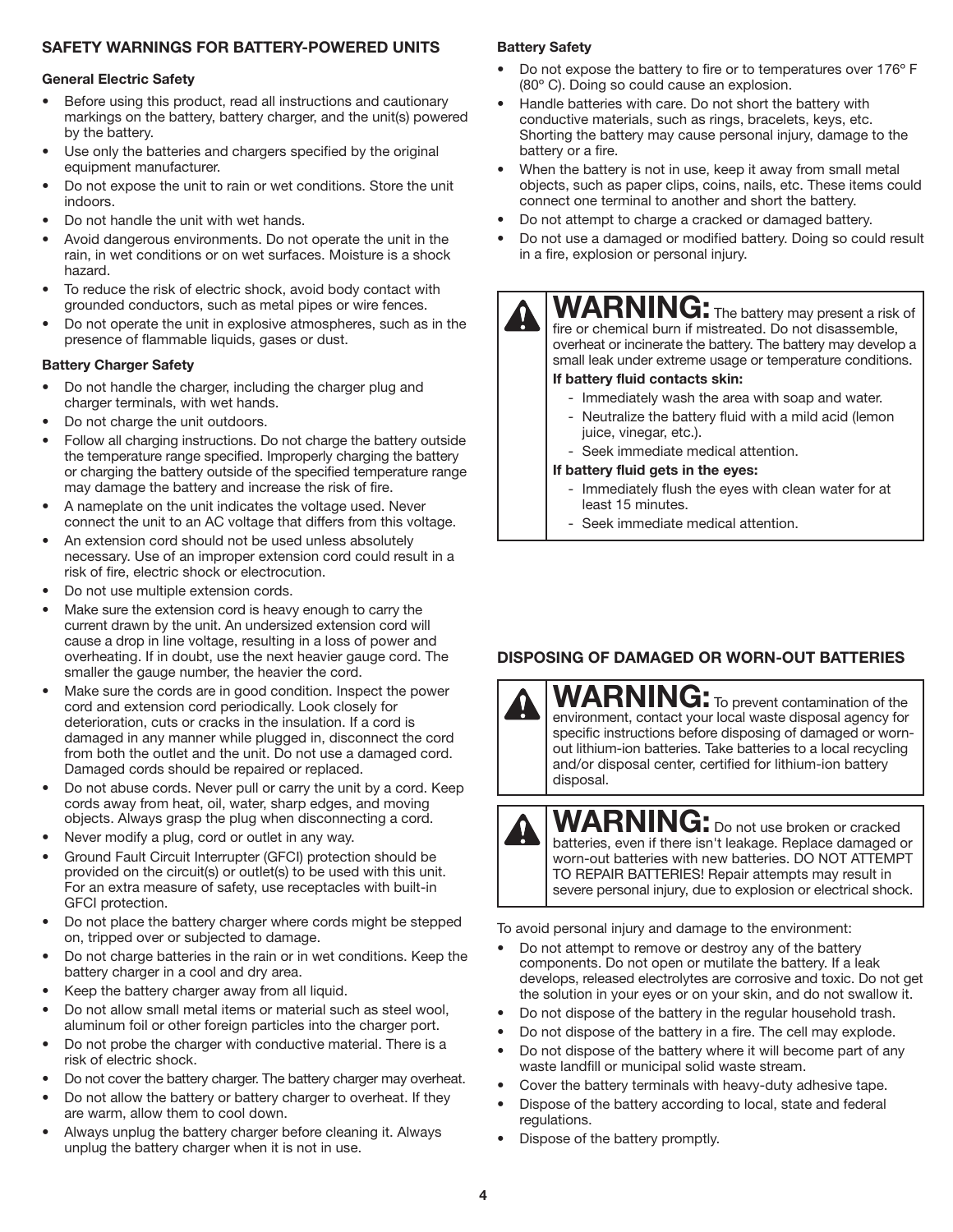## SAFETY WARNINGS FOR BATTERY-POWERED UNITS

### General Electric Safety

- Before using this product, read all instructions and cautionary markings on the battery, battery charger, and the unit(s) powered by the battery.
- Use only the batteries and chargers specified by the original equipment manufacturer.
- Do not expose the unit to rain or wet conditions. Store the unit indoors.
- Do not handle the unit with wet hands.
- Avoid dangerous environments. Do not operate the unit in the rain, in wet conditions or on wet surfaces. Moisture is a shock hazard.
- To reduce the risk of electric shock, avoid body contact with grounded conductors, such as metal pipes or wire fences.
- Do not operate the unit in explosive atmospheres, such as in the presence of flammable liquids, gases or dust.

### Battery Charger Safety

- Do not handle the charger, including the charger plug and charger terminals, with wet hands.
- Do not charge the unit outdoors.
- Follow all charging instructions. Do not charge the battery outside the temperature range specified. Improperly charging the battery or charging the battery outside of the specified temperature range may damage the battery and increase the risk of fire.
- A nameplate on the unit indicates the voltage used. Never connect the unit to an AC voltage that differs from this voltage.
- An extension cord should not be used unless absolutely necessary. Use of an improper extension cord could result in a risk of fire, electric shock or electrocution.
- Do not use multiple extension cords.
- Make sure the extension cord is heavy enough to carry the current drawn by the unit. An undersized extension cord will cause a drop in line voltage, resulting in a loss of power and overheating. If in doubt, use the next heavier gauge cord. The smaller the gauge number, the heavier the cord.
- Make sure the cords are in good condition. Inspect the power cord and extension cord periodically. Look closely for deterioration, cuts or cracks in the insulation. If a cord is damaged in any manner while plugged in, disconnect the cord from both the outlet and the unit. Do not use a damaged cord. Damaged cords should be repaired or replaced.
- Do not abuse cords. Never pull or carry the unit by a cord. Keep cords away from heat, oil, water, sharp edges, and moving objects. Always grasp the plug when disconnecting a cord.
- Never modify a plug, cord or outlet in any way.
- Ground Fault Circuit Interrupter (GFCI) protection should be provided on the circuit(s) or outlet(s) to be used with this unit. For an extra measure of safety, use receptacles with built-in GFCI protection.
- Do not place the battery charger where cords might be stepped on, tripped over or subjected to damage.
- Do not charge batteries in the rain or in wet conditions. Keep the battery charger in a cool and dry area.
- Keep the battery charger away from all liquid.
- Do not allow small metal items or material such as steel wool, aluminum foil or other foreign particles into the charger port.
- Do not probe the charger with conductive material. There is a risk of electric shock.
- Do not cover the battery charger. The battery charger may overheat.
- Do not allow the battery or battery charger to overheat. If they are warm, allow them to cool down.
- Always unplug the battery charger before cleaning it. Always unplug the battery charger when it is not in use.

### Battery Safety

- Do not expose the battery to fire or to temperatures over 176º F (80º C). Doing so could cause an explosion.
- Handle batteries with care. Do not short the battery with conductive materials, such as rings, bracelets, keys, etc. Shorting the battery may cause personal injury, damage to the battery or a fire.
- When the battery is not in use, keep it away from small metal objects, such as paper clips, coins, nails, etc. These items could connect one terminal to another and short the battery.
- Do not attempt to charge a cracked or damaged battery.
- Do not use a damaged or modified battery. Doing so could result in a fire, explosion or personal injury.

**WARNING:** The battery may present a risk of fire or chemical burn if mistreated. Do not disassemble, overheat or incinerate the battery. The battery may develop a small leak under extreme usage or temperature conditions.

**If battery fluid contacts skin:**

- Immediately wash the area with soap and water.
- Neutralize the battery fluid with a mild acid (lemon juice, vinegar, etc.).
- Seek immediate medical attention.

**If battery fluid gets in the eyes:**

- Immediately flush the eyes with clean water for at least 15 minutes.
- Seek immediate medical attention.

## DISPOSING OF DAMAGED OR WORN-OUT BATTERIES

**WARNING:** To prevent contamination of the environment, contact your local waste disposal agency for specific instructions before disposing of damaged or worn-out lithium-ion batteries. Take batteries to a local recycling and/or disposal center, certified for lithium-ion battery disposal.

**WARNING:** Do not use broken or cracked batteries, even if there isn't leakage. Replace damaged or worn-out batteries with new batteries. DO NOT ATTEMPT TO REPAIR BATTERIES! Repair attempts may result in severe personal injury, due to explosion or electrical shock.

To avoid personal injury and damage to the environment:

- Do not attempt to remove or destroy any of the battery components. Do not open or mutilate the battery. If a leak develops, released electrolytes are corrosive and toxic. Do not get the solution in your eyes or on your skin, and do not swallow it.
- Do not dispose of the battery in the regular household trash.
- Do not dispose of the battery in a fire. The cell may explode.
- Do not dispose of the battery where it will become part of any waste landfill or municipal solid waste stream.
- Cover the battery terminals with heavy-duty adhesive tape.
- Dispose of the battery according to local, state and federal regulations.
- Dispose of the battery promptly.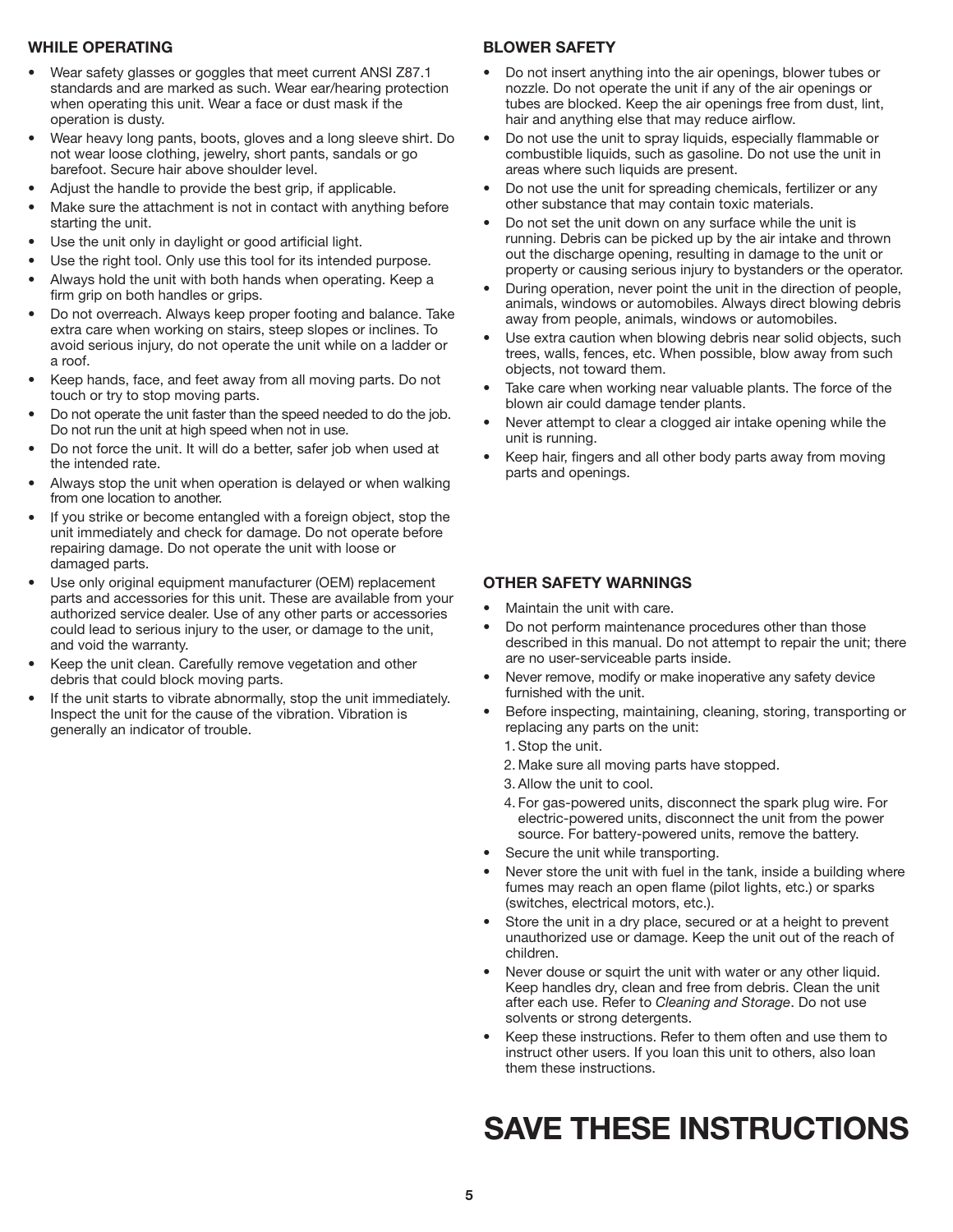## WHILE OPERATING

- Wear safety glasses or goggles that meet current ANSI Z87.1 standards and are marked as such. Wear ear/hearing protection when operating this unit. Wear a face or dust mask if the operation is dusty.
- Wear heavy long pants, boots, gloves and a long sleeve shirt. Do not wear loose clothing, jewelry, short pants, sandals or go barefoot. Secure hair above shoulder level.
- Adjust the handle to provide the best grip, if applicable.
- Make sure the attachment is not in contact with anything before starting the unit.
- Use the unit only in daylight or good artificial light.
- Use the right tool. Only use this tool for its intended purpose.
- Always hold the unit with both hands when operating. Keep a firm grip on both handles or grips.
- Do not overreach. Always keep proper footing and balance. Take extra care when working on stairs, steep slopes or inclines. To avoid serious injury, do not operate the unit while on a ladder or a roof.
- Keep hands, face, and feet away from all moving parts. Do not touch or try to stop moving parts.
- Do not operate the unit faster than the speed needed to do the job. Do not run the unit at high speed when not in use.
- Do not force the unit. It will do a better, safer job when used at the intended rate.
- Always stop the unit when operation is delayed or when walking from one location to another.
- If you strike or become entangled with a foreign object, stop the unit immediately and check for damage. Do not operate before repairing damage. Do not operate the unit with loose or damaged parts.
- Use only original equipment manufacturer (OEM) replacement parts and accessories for this unit. These are available from your authorized service dealer. Use of any other parts or accessories could lead to serious injury to the user, or damage to the unit, and void the warranty.
- Keep the unit clean. Carefully remove vegetation and other debris that could block moving parts.
- If the unit starts to vibrate abnormally, stop the unit immediately. Inspect the unit for the cause of the vibration. Vibration is generally an indicator of trouble.

## BLOWER SAFETY

- Do not insert anything into the air openings, blower tubes or nozzle. Do not operate the unit if any of the air openings or tubes are blocked. Keep the air openings free from dust, lint, hair and anything else that may reduce airflow.
- Do not use the unit to spray liquids, especially flammable or combustible liquids, such as gasoline. Do not use the unit in areas where such liquids are present.
- Do not use the unit for spreading chemicals, fertilizer or any other substance that may contain toxic materials.
- Do not set the unit down on any surface while the unit is running. Debris can be picked up by the air intake and thrown out the discharge opening, resulting in damage to the unit or property or causing serious injury to bystanders or the operator.
- During operation, never point the unit in the direction of people, animals, windows or automobiles. Always direct blowing debris away from people, animals, windows or automobiles.
- Use extra caution when blowing debris near solid objects, such trees, walls, fences, etc. When possible, blow away from such objects, not toward them.
- Take care when working near valuable plants. The force of the blown air could damage tender plants.
- Never attempt to clear a clogged air intake opening while the unit is running.
- Keep hair, fingers and all other body parts away from moving parts and openings.

## OTHER SAFETY WARNINGS

- Maintain the unit with care.
- Do not perform maintenance procedures other than those described in this manual. Do not attempt to repair the unit; there are no user-serviceable parts inside.
- Never remove, modify or make inoperative any safety device furnished with the unit.
- Before inspecting, maintaining, cleaning, storing, transporting or replacing any parts on the unit:
  1. Stop the unit.
  2. Make sure all moving parts have stopped.
  3. Allow the unit to cool.
  4. For gas-powered units, disconnect the spark plug wire. For electric-powered units, disconnect the unit from the power source. For battery-powered units, remove the battery.
- Secure the unit while transporting.
- Never store the unit with fuel in the tank, inside a building where fumes may reach an open flame (pilot lights, etc.) or sparks (switches, electrical motors, etc.).
- Store the unit in a dry place, secured or at a height to prevent unauthorized use or damage. Keep the unit out of the reach of children.
- Never douse or squirt the unit with water or any other liquid. Keep handles dry, clean and free from debris. Clean the unit after each use. Refer to *Cleaning and Storage*. Do not use solvents or strong detergents.
- Keep these instructions. Refer to them often and use them to instruct other users. If you loan this unit to others, also loan them these instructions.

# SAVE THESE INSTRUCTIONS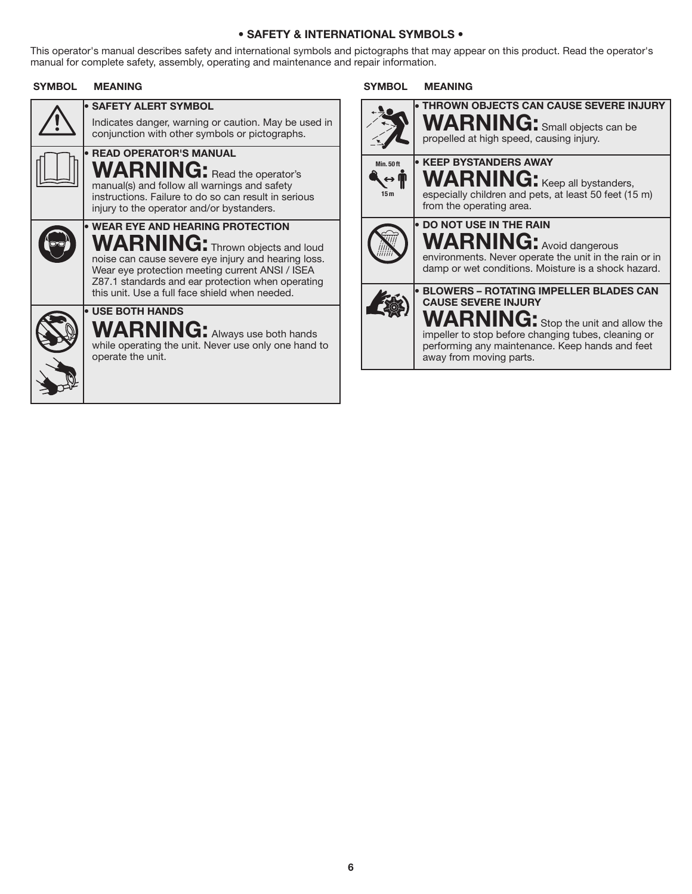# • SAFETY & INTERNATIONAL SYMBOLS •

This operator's manual describes safety and international symbols and pictographs that may appear on this product. Read the operator's manual for complete safety, assembly, operating and maintenance and repair information.

| SYMBOL | MEANING |
|---|---|
| | **• SAFETY ALERT SYMBOL**<br>Indicates danger, warning or caution. May be used in conjunction with other symbols or pictographs. |
| | **• READ OPERATOR'S MANUAL**<br>**WARNING:** Read the operator's manual(s) and follow all warnings and safety instructions. Failure to do so can result in serious injury to the operator and/or bystanders. |
| | **• WEAR EYE AND HEARING PROTECTION**<br>**WARNING:** Thrown objects and loud noise can cause severe eye injury and hearing loss. Wear eye protection meeting current ANSI / ISEA Z87.1 standards and ear protection when operating this unit. Use a full face shield when needed. |
| | **• USE BOTH HANDS**<br>**WARNING:** Always use both hands while operating the unit. Never use only one hand to operate the unit. |

| SYMBOL | MEANING |
|---|---|
| | **• THROWN OBJECTS CAN CAUSE SEVERE INJURY**<br>**WARNING:** Small objects can be propelled at high speed, causing injury. |
| Min. 50 ft<br>15 m | **• KEEP BYSTANDERS AWAY**<br>**WARNING:** Keep all bystanders, especially children and pets, at least 50 feet (15 m) from the operating area. |
| | **• DO NOT USE IN THE RAIN**<br>**WARNING:** Avoid dangerous environments. Never operate the unit in the rain or in damp or wet conditions. Moisture is a shock hazard. |
| | **• BLOWERS – ROTATING IMPELLER BLADES CAN CAUSE SEVERE INJURY**<br>**WARNING:** Stop the unit and allow the impeller to stop before changing tubes, cleaning or performing any maintenance. Keep hands and feet away from moving parts. |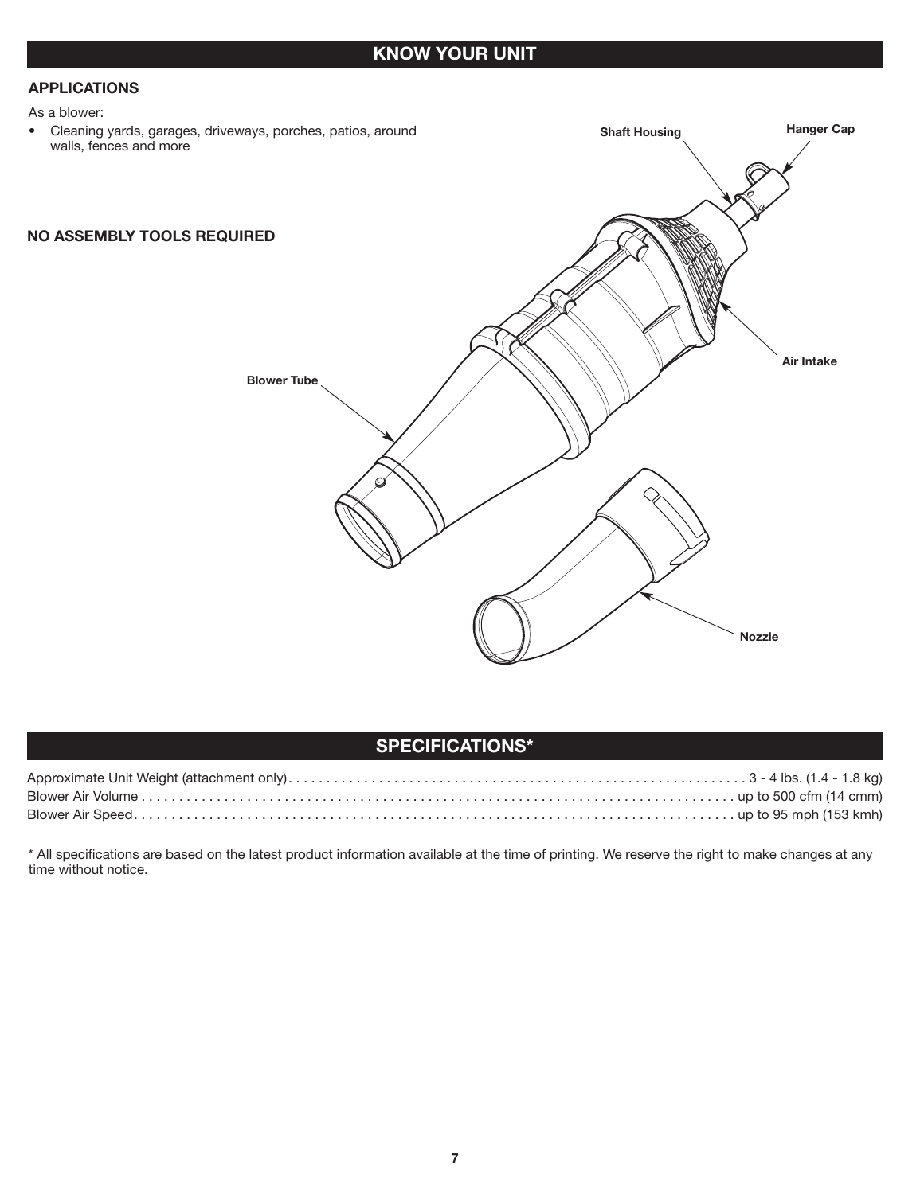## KNOW YOUR UNIT

### APPLICATIONS

As a blower:

- Cleaning yards, garages, driveways, porches, patios, around walls, fences and more

**NO ASSEMBLY TOOLS REQUIRED**

Shaft Housing

Hanger Cap

Air Intake

Blower Tube

Nozzle

## SPECIFICATIONS*

Approximate Unit Weight (attachment only) . . . . . . . . . . 3 - 4 lbs. (1.4 - 1.8 kg)
Blower Air Volume . . . . . . . . . . up to 500 cfm (14 cmm)
Blower Air Speed . . . . . . . . . . up to 95 mph (153 kmh)

* All specifications are based on the latest product information available at the time of printing. We reserve the right to make changes at any time without notice.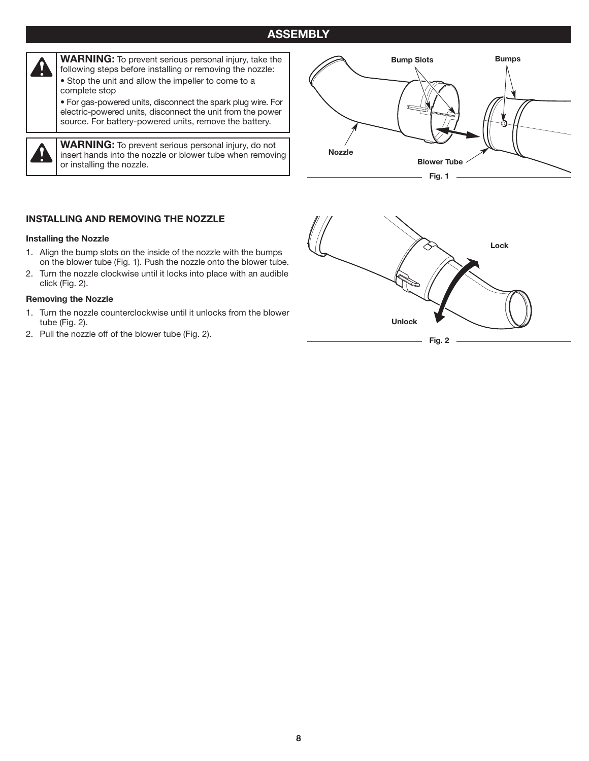# ASSEMBLY

**WARNING:** To prevent serious personal injury, take the following steps before installing or removing the nozzle:

- Stop the unit and allow the impeller to come to a complete stop
- For gas-powered units, disconnect the spark plug wire. For electric-powered units, disconnect the unit from the power source. For battery-powered units, remove the battery.

**WARNING:** To prevent serious personal injury, do not insert hands into the nozzle or blower tube when removing or installing the nozzle.

Bump Slots Bumps Nozzle Blower Tube

Fig. 1

## INSTALLING AND REMOVING THE NOZZLE

### Installing the Nozzle

1. Align the bump slots on the inside of the nozzle with the bumps on the blower tube (Fig. 1). Push the nozzle onto the blower tube.
2. Turn the nozzle clockwise until it locks into place with an audible click (Fig. 2).

### Removing the Nozzle

1. Turn the nozzle counterclockwise until it unlocks from the blower tube (Fig. 2).
2. Pull the nozzle off of the blower tube (Fig. 2).

Lock Unlock

Fig. 2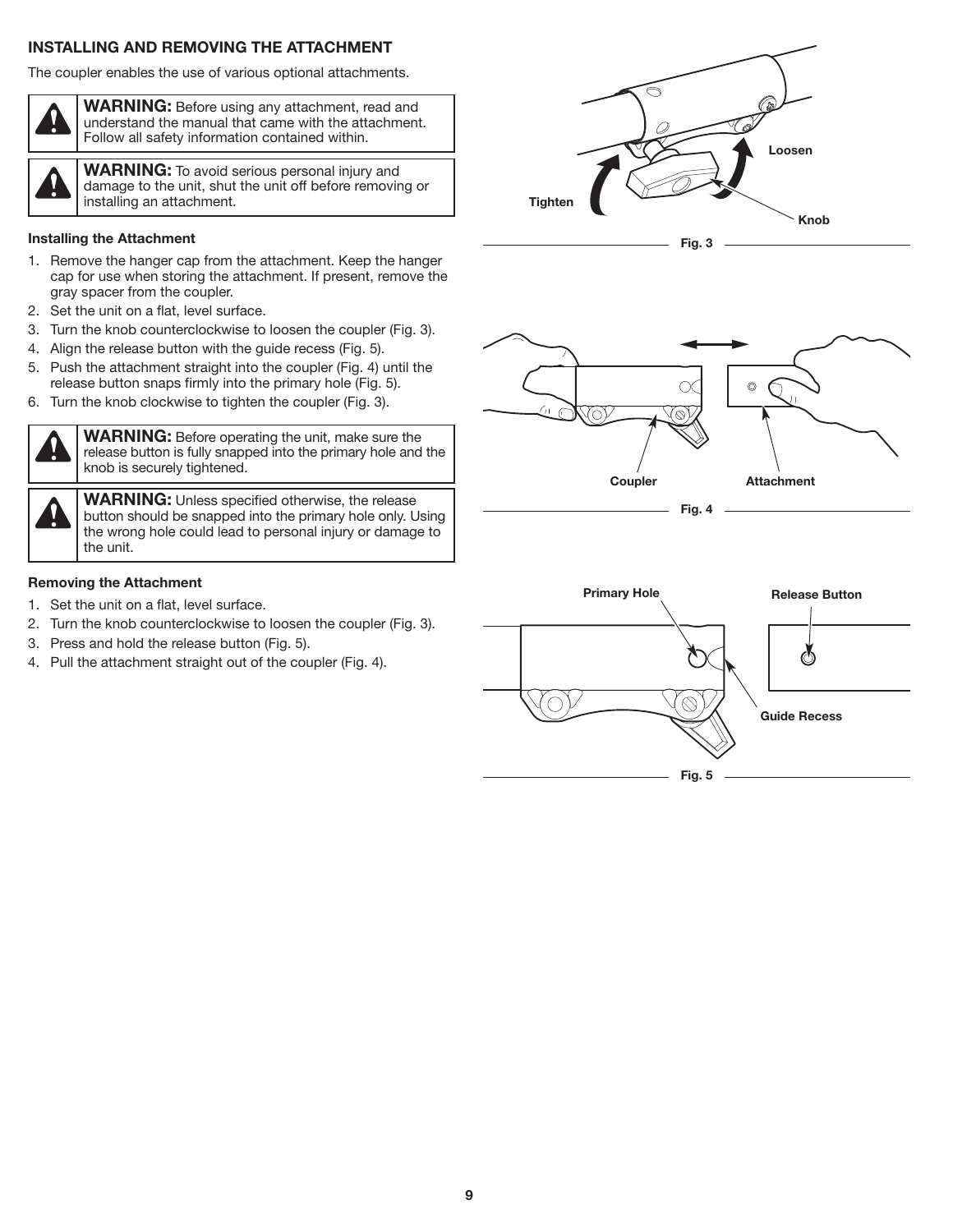## INSTALLING AND REMOVING THE ATTACHMENT

The coupler enables the use of various optional attachments.

**WARNING:** Before using any attachment, read and understand the manual that came with the attachment. Follow all safety information contained within.

**WARNING:** To avoid serious personal injury and damage to the unit, shut the unit off before removing or installing an attachment.

### Installing the Attachment

1. Remove the hanger cap from the attachment. Keep the hanger cap for use when storing the attachment. If present, remove the gray spacer from the coupler.
2. Set the unit on a flat, level surface.
3. Turn the knob counterclockwise to loosen the coupler (Fig. 3).
4. Align the release button with the guide recess (Fig. 5).
5. Push the attachment straight into the coupler (Fig. 4) until the release button snaps firmly into the primary hole (Fig. 5).
6. Turn the knob clockwise to tighten the coupler (Fig. 3).

**WARNING:** Before operating the unit, make sure the release button is fully snapped into the primary hole and the knob is securely tightened.

**WARNING:** Unless specified otherwise, the release button should be snapped into the primary hole only. Using the wrong hole could lead to personal injury or damage to the unit.

### Removing the Attachment

1. Set the unit on a flat, level surface.
2. Turn the knob counterclockwise to loosen the coupler (Fig. 3).
3. Press and hold the release button (Fig. 5).
4. Pull the attachment straight out of the coupler (Fig. 4).

Tighten, Loosen, Knob

Fig. 3

Coupler, Attachment

Fig. 4

Primary Hole, Release Button, Guide Recess

Fig. 5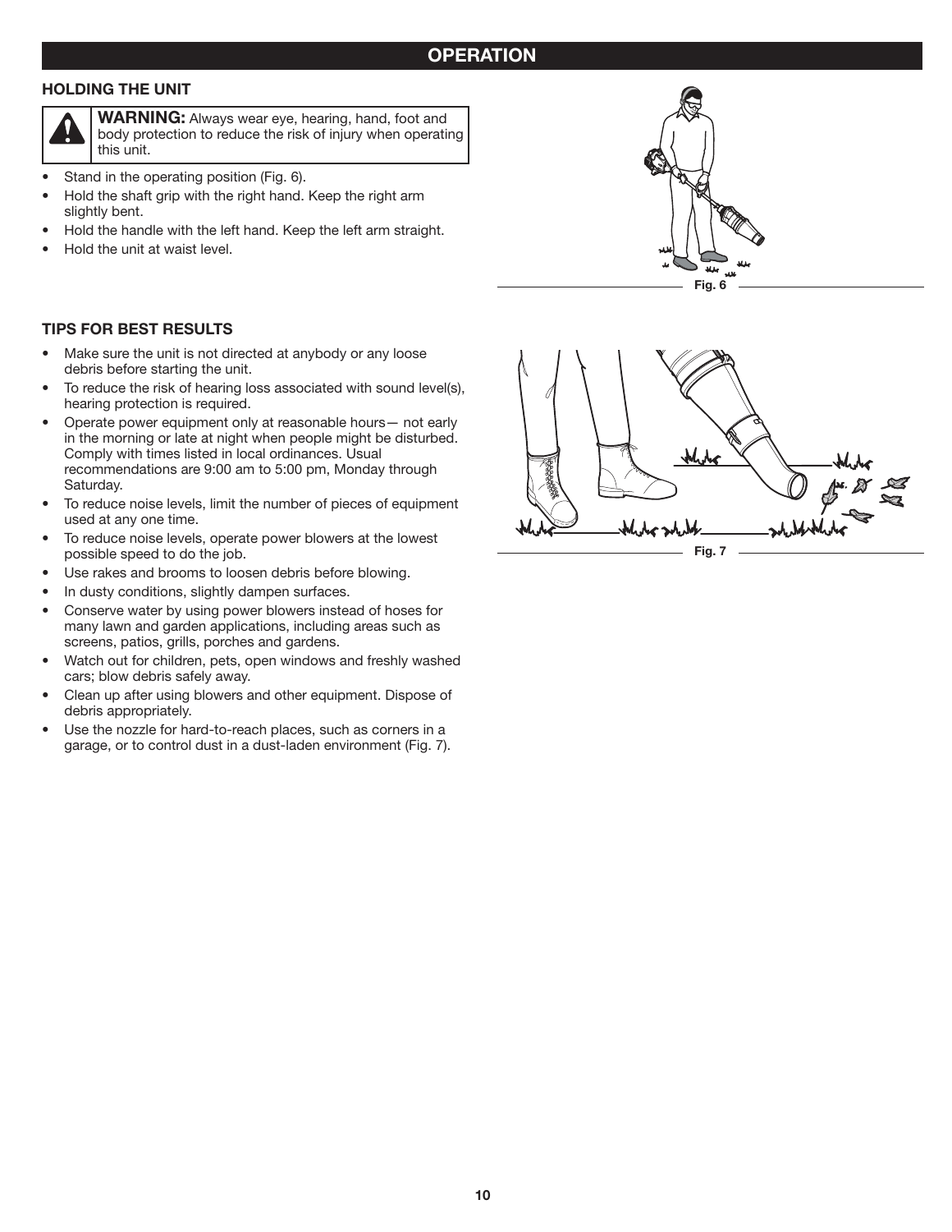## OPERATION

### HOLDING THE UNIT

**WARNING:** Always wear eye, hearing, hand, foot and body protection to reduce the risk of injury when operating this unit.

- Stand in the operating position (Fig. 6).
- Hold the shaft grip with the right hand. Keep the right arm slightly bent.
- Hold the handle with the left hand. Keep the left arm straight.
- Hold the unit at waist level.

Fig. 6

### TIPS FOR BEST RESULTS

- Make sure the unit is not directed at anybody or any loose debris before starting the unit.
- To reduce the risk of hearing loss associated with sound level(s), hearing protection is required.
- Operate power equipment only at reasonable hours— not early in the morning or late at night when people might be disturbed. Comply with times listed in local ordinances. Usual recommendations are 9:00 am to 5:00 pm, Monday through Saturday.
- To reduce noise levels, limit the number of pieces of equipment used at any one time.
- To reduce noise levels, operate power blowers at the lowest possible speed to do the job.
- Use rakes and brooms to loosen debris before blowing.
- In dusty conditions, slightly dampen surfaces.
- Conserve water by using power blowers instead of hoses for many lawn and garden applications, including areas such as screens, patios, grills, porches and gardens.
- Watch out for children, pets, open windows and freshly washed cars; blow debris safely away.
- Clean up after using blowers and other equipment. Dispose of debris appropriately.
- Use the nozzle for hard-to-reach places, such as corners in a garage, or to control dust in a dust-laden environment (Fig. 7).

Fig. 7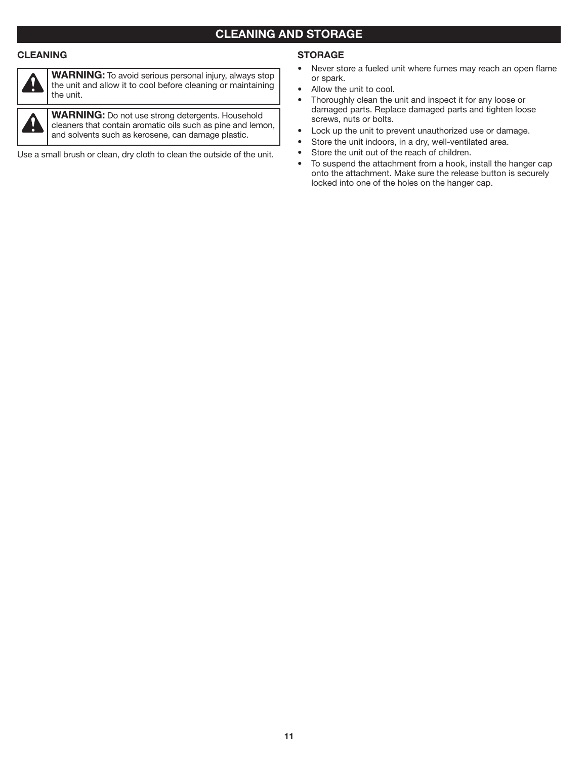# CLEANING AND STORAGE

## CLEANING

**WARNING:** To avoid serious personal injury, always stop the unit and allow it to cool before cleaning or maintaining the unit.

**WARNING:** Do not use strong detergents. Household cleaners that contain aromatic oils such as pine and lemon, and solvents such as kerosene, can damage plastic.

Use a small brush or clean, dry cloth to clean the outside of the unit.

## STORAGE

- Never store a fueled unit where fumes may reach an open flame or spark.
- Allow the unit to cool.
- Thoroughly clean the unit and inspect it for any loose or damaged parts. Replace damaged parts and tighten loose screws, nuts or bolts.
- Lock up the unit to prevent unauthorized use or damage.
- Store the unit indoors, in a dry, well-ventilated area.
- Store the unit out of the reach of children.
- To suspend the attachment from a hook, install the hanger cap onto the attachment. Make sure the release button is securely locked into one of the holes on the hanger cap.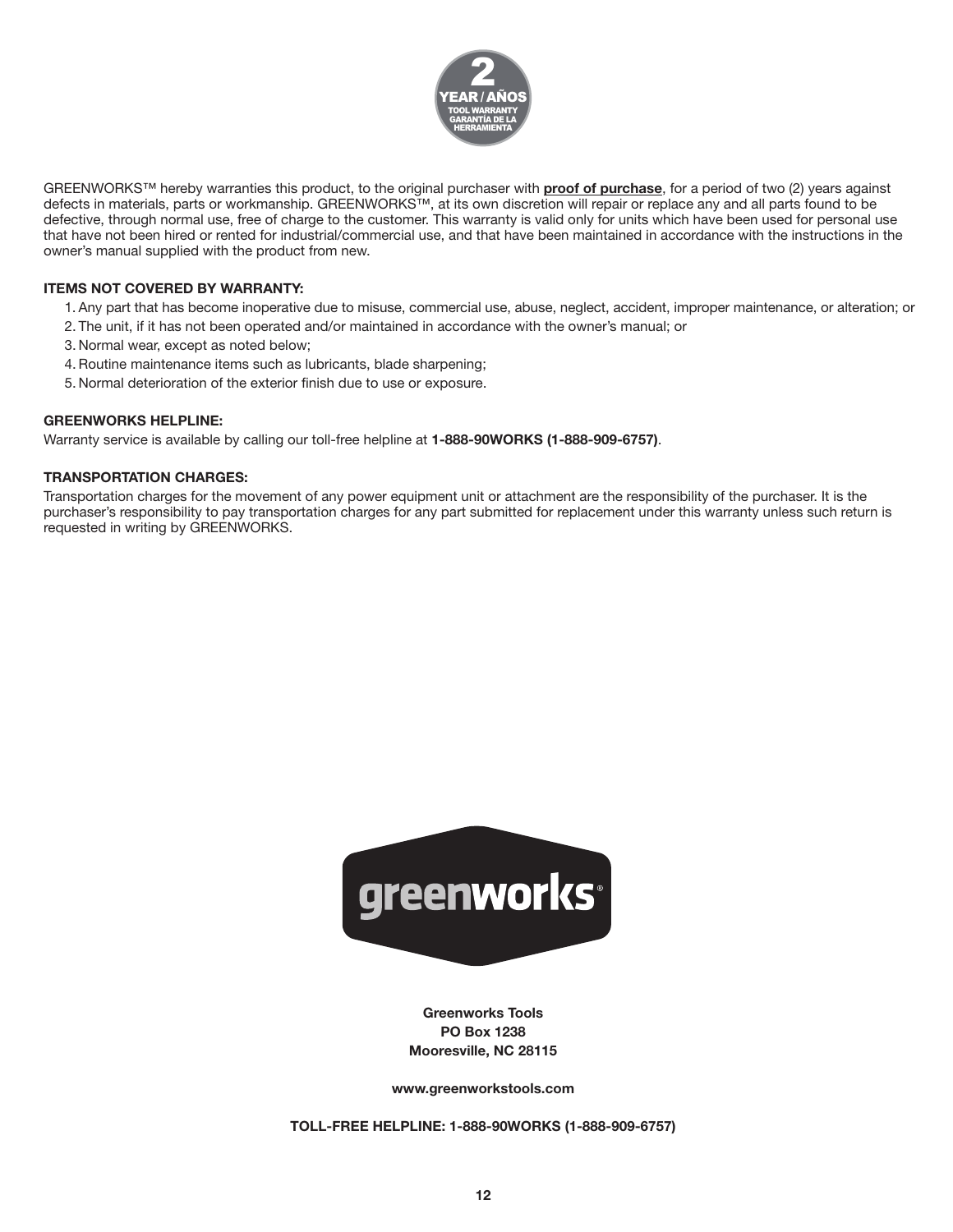**2**
**YEAR / AÑOS**
**TOOL WARRANTY**
**GARANTÍA DE LA HERRAMIENTA**

GREENWORKS™ hereby warranties this product, to the original purchaser with **proof of purchase**, for a period of two (2) years against defects in materials, parts or workmanship. GREENWORKS™, at its own discretion will repair or replace any and all parts found to be defective, through normal use, free of charge to the customer. This warranty is valid only for units which have been used for personal use that have not been hired or rented for industrial/commercial use, and that have been maintained in accordance with the instructions in the owner's manual supplied with the product from new.

**ITEMS NOT COVERED BY WARRANTY:**

1. Any part that has become inoperative due to misuse, commercial use, abuse, neglect, accident, improper maintenance, or alteration; or
2. The unit, if it has not been operated and/or maintained in accordance with the owner's manual; or
3. Normal wear, except as noted below;
4. Routine maintenance items such as lubricants, blade sharpening;
5. Normal deterioration of the exterior finish due to use or exposure.

**GREENWORKS HELPLINE:**

Warranty service is available by calling our toll-free helpline at **1-888-90WORKS (1-888-909-6757)**.

**TRANSPORTATION CHARGES:**

Transportation charges for the movement of any power equipment unit or attachment are the responsibility of the purchaser. It is the purchaser's responsibility to pay transportation charges for any part submitted for replacement under this warranty unless such return is requested in writing by GREENWORKS.

greenworks

**Greenworks Tools**
**PO Box 1238**
**Mooresville, NC 28115**

**www.greenworkstools.com**

**TOLL-FREE HELPLINE: 1-888-90WORKS (1-888-909-6757)**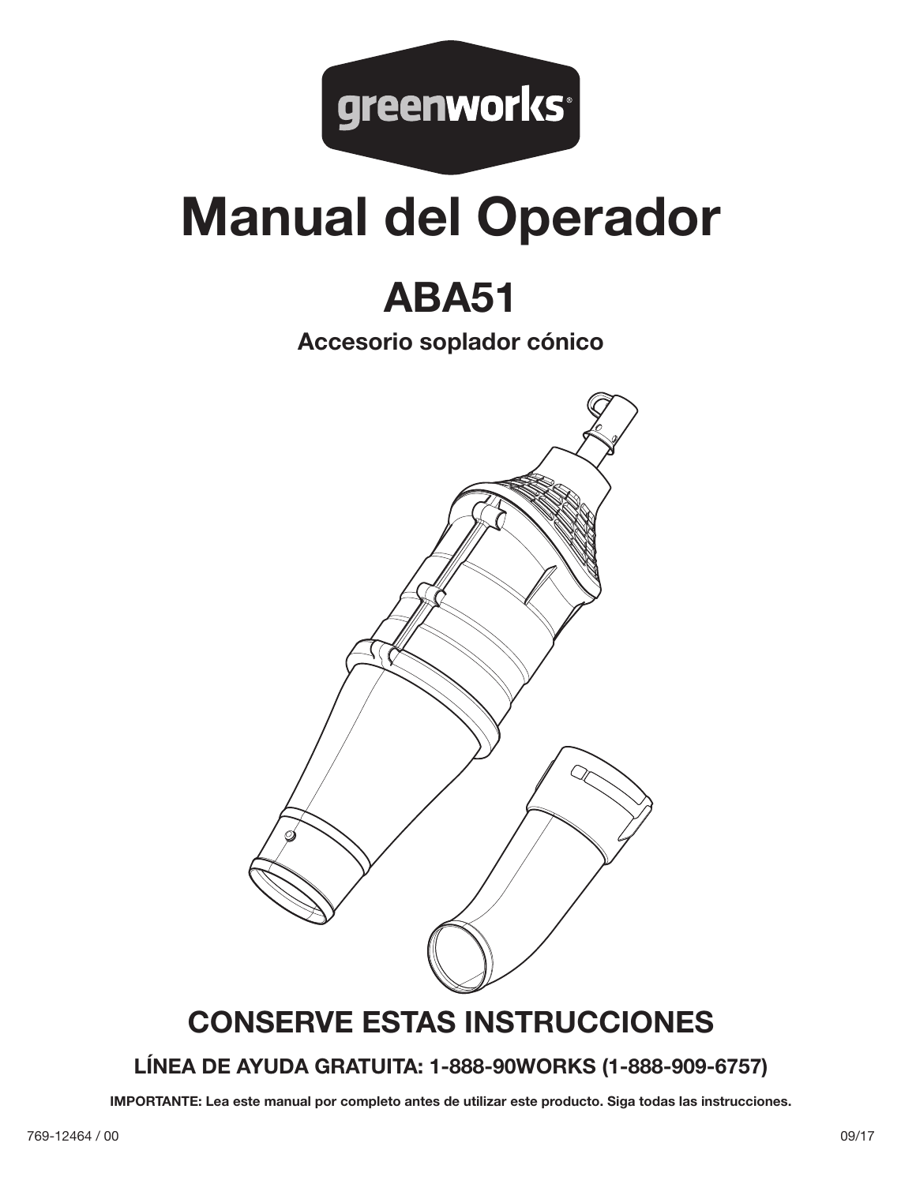# Manual del Operador

## ABA51

**Accesorio soplador cónico**

## CONSERVE ESTAS INSTRUCCIONES

**LÍNEA DE AYUDA GRATUITA: 1-888-90WORKS (1-888-909-6757)**

**IMPORTANTE: Lea este manual por completo antes de utilizar este producto. Siga todas las instrucciones.**

769-12464 / 00

09/17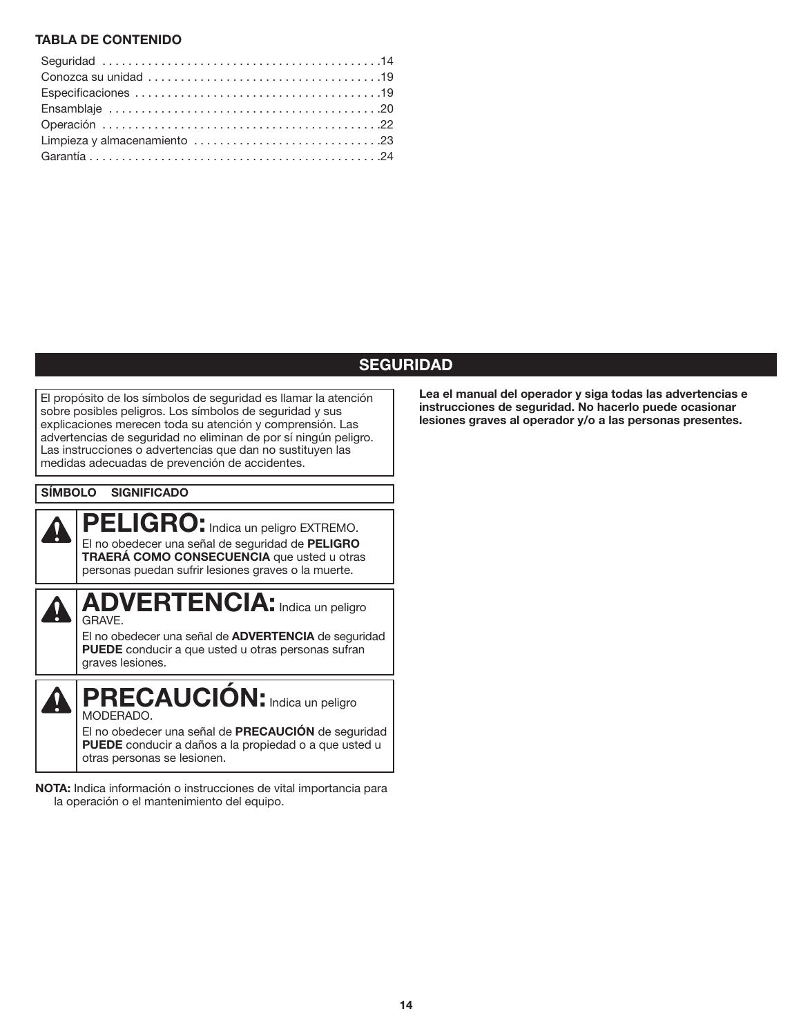**TABLA DE CONTENIDO**

Seguridad . . . . . . . . . . . . . . . . . . . . . . . . . . . . . . . . . . . . . . . . . . .14
Conozca su unidad . . . . . . . . . . . . . . . . . . . . . . . . . . . . . . . . . . . .19
Especificaciones . . . . . . . . . . . . . . . . . . . . . . . . . . . . . . . . . . . . . .19
Ensamblaje . . . . . . . . . . . . . . . . . . . . . . . . . . . . . . . . . . . . . . . . . .20
Operación . . . . . . . . . . . . . . . . . . . . . . . . . . . . . . . . . . . . . . . . . . .22
Limpieza y almacenamiento . . . . . . . . . . . . . . . . . . . . . . . . . . . . .23
Garantía . . . . . . . . . . . . . . . . . . . . . . . . . . . . . . . . . . . . . . . . . . . . .24

## SEGURIDAD

El propósito de los símbolos de seguridad es llamar la atención sobre posibles peligros. Los símbolos de seguridad y sus explicaciones merecen toda su atención y comprensión. Las advertencias de seguridad no eliminan de por sí ningún peligro. Las instrucciones o advertencias que dan no sustituyen las medidas adecuadas de prevención de accidentes.

| SÍMBOLO | SIGNIFICADO |
| --- | --- |
| ⚠ | **PELIGRO:** Indica un peligro EXTREMO. El no obedecer una señal de seguridad de **PELIGRO TRAERÁ COMO CONSECUENCIA** que usted u otras personas puedan sufrir lesiones graves o la muerte. |
| ⚠ | **ADVERTENCIA:** Indica un peligro GRAVE. El no obedecer una señal de **ADVERTENCIA** de seguridad **PUEDE** conducir a que usted u otras personas sufran graves lesiones. |
| ⚠ | **PRECAUCIÓN:** Indica un peligro MODERADO. El no obedecer una señal de **PRECAUCIÓN** de seguridad **PUEDE** conducir a daños a la propiedad o a que usted u otras personas se lesionen. |

**NOTA:** Indica información o instrucciones de vital importancia para la operación o el mantenimiento del equipo.

**Lea el manual del operador y siga todas las advertencias e instrucciones de seguridad. No hacerlo puede ocasionar lesiones graves al operador y/o a las personas presentes.**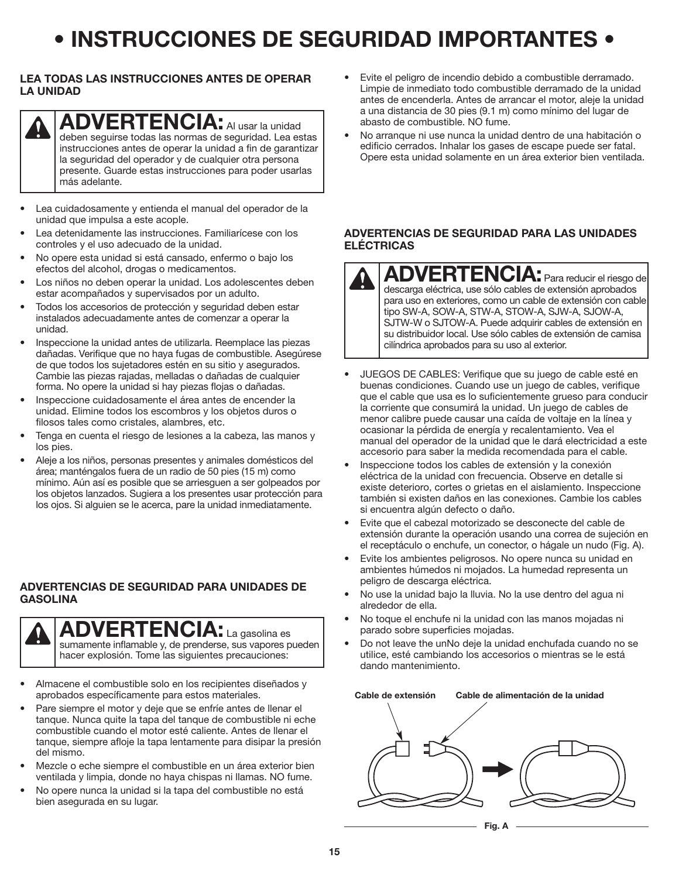# • INSTRUCCIONES DE SEGURIDAD IMPORTANTES •

### LEA TODAS LAS INSTRUCCIONES ANTES DE OPERAR LA UNIDAD

**ADVERTENCIA:** Al usar la unidad deben seguirse todas las normas de seguridad. Lea estas instrucciones antes de operar la unidad a fin de garantizar la seguridad del operador y de cualquier otra persona presente. Guarde estas instrucciones para poder usarlas más adelante.

- Lea cuidadosamente y entienda el manual del operador de la unidad que impulsa a este acople.
- Lea detenidamente las instrucciones. Familiarícese con los controles y el uso adecuado de la unidad.
- No opere esta unidad si está cansado, enfermo o bajo los efectos del alcohol, drogas o medicamentos.
- Los niños no deben operar la unidad. Los adolescentes deben estar acompañados y supervisados por un adulto.
- Todos los accesorios de protección y seguridad deben estar instalados adecuadamente antes de comenzar a operar la unidad.
- Inspeccione la unidad antes de utilizarla. Reemplace las piezas dañadas. Verifique que no haya fugas de combustible. Asegúrese de que todos los sujetadores estén en su sitio y asegurados. Cambie las piezas rajadas, melladas o dañadas de cualquier forma. No opere la unidad si hay piezas flojas o dañadas.
- Inspeccione cuidadosamente el área antes de encender la unidad. Elimine todos los escombros y los objetos duros o filosos tales como cristales, alambres, etc.
- Tenga en cuenta el riesgo de lesiones a la cabeza, las manos y los pies.
- Aleje a los niños, personas presentes y animales domésticos del área; manténgalos fuera de un radio de 50 pies (15 m) como mínimo. Aún así es posible que se arriesguen a ser golpeados por los objetos lanzados. Sugiera a los presentes usar protección para los ojos. Si alguien se le acerca, pare la unidad inmediatamente.

### ADVERTENCIAS DE SEGURIDAD PARA UNIDADES DE GASOLINA

**ADVERTENCIA:** La gasolina es sumamente inflamable y, de prenderse, sus vapores pueden hacer explosión. Tome las siguientes precauciones:

- Almacene el combustible solo en los recipientes diseñados y aprobados específicamente para estos materiales.
- Pare siempre el motor y deje que se enfríe antes de llenar el tanque. Nunca quite la tapa del tanque de combustible ni eche combustible cuando el motor esté caliente. Antes de llenar el tanque, siempre afloje la tapa lentamente para disipar la presión del mismo.
- Mezcle o eche siempre el combustible en un área exterior bien ventilada y limpia, donde no haya chispas ni llamas. NO fume.
- No opere nunca la unidad si la tapa del combustible no está bien asegurada en su lugar.
- Evite el peligro de incendio debido a combustible derramado. Limpie de inmediato todo combustible derramado de la unidad antes de encenderla. Antes de arrancar el motor, aleje la unidad a una distancia de 30 pies (9.1 m) como mínimo del lugar de abasto de combustible. NO fume.
- No arranque ni use nunca la unidad dentro de una habitación o edificio cerrados. Inhalar los gases de escape puede ser fatal. Opere esta unidad solamente en un área exterior bien ventilada.

### ADVERTENCIAS DE SEGURIDAD PARA LAS UNIDADES ELÉCTRICAS

**ADVERTENCIA:** Para reducir el riesgo de descarga eléctrica, use sólo cables de extensión aprobados para uso en exteriores, como un cable de extensión con cable tipo SW-A, SOW-A, STW-A, STOW-A, SJW-A, SJOW-A, SJTW-W o SJTOW-A. Puede adquirir cables de extensión en su distribuidor local. Use sólo cables de extensión de camisa cilíndrica aprobados para su uso al exterior.

- JUEGOS DE CABLES: Verifique que su juego de cable esté en buenas condiciones. Cuando use un juego de cables, verifique que el cable que usa es lo suficientemente grueso para conducir la corriente que consumirá la unidad. Un juego de cables de menor calibre puede causar una caída de voltaje en la línea y ocasionar la pérdida de energía y recalentamiento. Vea el manual del operador de la unidad que le dará electricidad a este accesorio para saber la medida recomendada para el cable.
- Inspeccione todos los cables de extensión y la conexión eléctrica de la unidad con frecuencia. Observe en detalle si existe deterioro, cortes o grietas en el aislamiento. Inspeccione también si existen daños en las conexiones. Cambie los cables si encuentra algún defecto o daño.
- Evite que el cabezal motorizado se desconecte del cable de extensión durante la operación usando una correa de sujeción en el receptáculo o enchufe, un conector, o hágale un nudo (Fig. A).
- Evite los ambientes peligrosos. No opere nunca su unidad en ambientes húmedos ni mojados. La humedad representa un peligro de descarga eléctrica.
- No use la unidad bajo la lluvia. No la use dentro del agua ni alrededor de ella.
- No toque el enchufe ni la unidad con las manos mojadas ni parado sobre superficies mojadas.
- Do not leave the unNo deje la unidad enchufada cuando no se utilice, esté cambiando los accesorios o mientras se le está dando mantenimiento.

Cable de extensión — Cable de alimentación de la unidad

**Fig. A**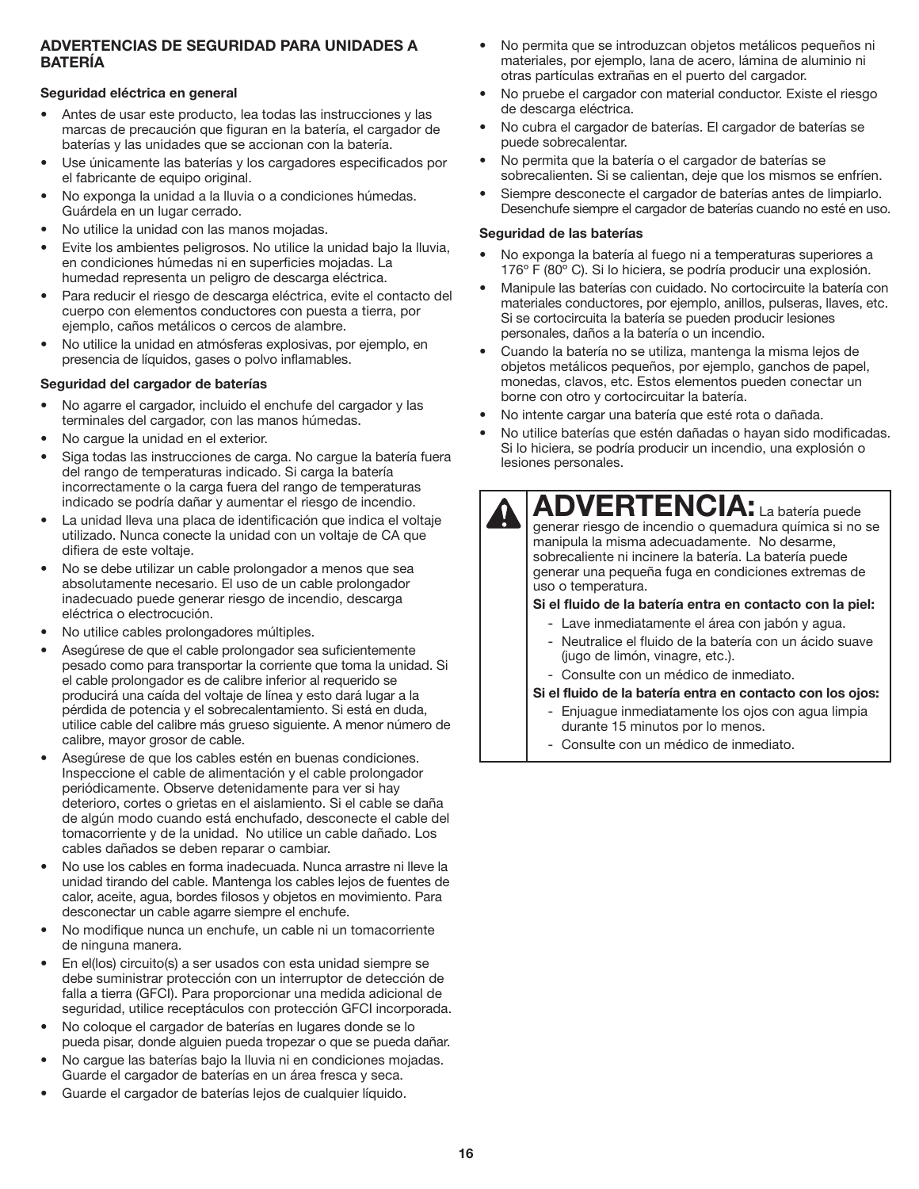## ADVERTENCIAS DE SEGURIDAD PARA UNIDADES A BATERÍA

### Seguridad eléctrica en general

- Antes de usar este producto, lea todas las instrucciones y las marcas de precaución que figuran en la batería, el cargador de baterías y las unidades que se accionan con la batería.
- Use únicamente las baterías y los cargadores especificados por el fabricante de equipo original.
- No exponga la unidad a la lluvia o a condiciones húmedas. Guárdela en un lugar cerrado.
- No utilice la unidad con las manos mojadas.
- Evite los ambientes peligrosos. No utilice la unidad bajo la lluvia, en condiciones húmedas ni en superficies mojadas. La humedad representa un peligro de descarga eléctrica.
- Para reducir el riesgo de descarga eléctrica, evite el contacto del cuerpo con elementos conductores con puesta a tierra, por ejemplo, caños metálicos o cercos de alambre.
- No utilice la unidad en atmósferas explosivas, por ejemplo, en presencia de líquidos, gases o polvo inflamables.

### Seguridad del cargador de baterías

- No agarre el cargador, incluido el enchufe del cargador y las terminales del cargador, con las manos húmedas.
- No cargue la unidad en el exterior.
- Siga todas las instrucciones de carga. No cargue la batería fuera del rango de temperaturas indicado. Si carga la batería incorrectamente o la carga fuera del rango de temperaturas indicado se podría dañar y aumentar el riesgo de incendio.
- La unidad lleva una placa de identificación que indica el voltaje utilizado. Nunca conecte la unidad con un voltaje de CA que difiera de este voltaje.
- No se debe utilizar un cable prolongador a menos que sea absolutamente necesario. El uso de un cable prolongador inadecuado puede generar riesgo de incendio, descarga eléctrica o electrocución.
- No utilice cables prolongadores múltiples.
- Asegúrese de que el cable prolongador sea suficientemente pesado como para transportar la corriente que toma la unidad. Si el cable prolongador es de calibre inferior al requerido se producirá una caída del voltaje de línea y esto dará lugar a la pérdida de potencia y el sobrecalentamiento. Si está en duda, utilice cable del calibre más grueso siguiente. A menor número de calibre, mayor grosor de cable.
- Asegúrese de que los cables estén en buenas condiciones. Inspeccione el cable de alimentación y el cable prolongador periódicamente. Observe detenidamente para ver si hay deterioro, cortes o grietas en el aislamiento. Si el cable se daña de algún modo cuando está enchufado, desconecte el cable del tomacorriente y de la unidad. No utilice un cable dañado. Los cables dañados se deben reparar o cambiar.
- No use los cables en forma inadecuada. Nunca arrastre ni lleve la unidad tirando del cable. Mantenga los cables lejos de fuentes de calor, aceite, agua, bordes filosos y objetos en movimiento. Para desconectar un cable agarre siempre el enchufe.
- No modifique nunca un enchufe, un cable ni un tomacorriente de ninguna manera.
- En el(los) circuito(s) a ser usados con esta unidad siempre se debe suministrar protección con un interruptor de detección de falla a tierra (GFCI). Para proporcionar una medida adicional de seguridad, utilice receptáculos con protección GFCI incorporada.
- No coloque el cargador de baterías en lugares donde se lo pueda pisar, donde alguien pueda tropezar o que se pueda dañar.
- No cargue las baterías bajo la lluvia ni en condiciones mojadas. Guarde el cargador de baterías en un área fresca y seca.
- Guarde el cargador de baterías lejos de cualquier líquido.
- No permita que se introduzcan objetos metálicos pequeños ni materiales, por ejemplo, lana de acero, lámina de aluminio ni otras partículas extrañas en el puerto del cargador.
- No pruebe el cargador con material conductor. Existe el riesgo de descarga eléctrica.
- No cubra el cargador de baterías. El cargador de baterías se puede sobrecalentar.
- No permita que la batería o el cargador de baterías se sobrecalienten. Si se calientan, deje que los mismos se enfríen.
- Siempre desconecte el cargador de baterías antes de limpiarlo. Desenchufe siempre el cargador de baterías cuando no esté en uso.

### Seguridad de las baterías

- No exponga la batería al fuego ni a temperaturas superiores a 176º F (80º C). Si lo hiciera, se podría producir una explosión.
- Manipule las baterías con cuidado. No cortocircuite la batería con materiales conductores, por ejemplo, anillos, pulseras, llaves, etc. Si se cortocircuita la batería se pueden producir lesiones personales, daños a la batería o un incendio.
- Cuando la batería no se utiliza, mantenga la misma lejos de objetos metálicos pequeños, por ejemplo, ganchos de papel, monedas, clavos, etc. Estos elementos pueden conectar un borne con otro y cortocircuitar la batería.
- No intente cargar una batería que esté rota o dañada.
- No utilice baterías que estén dañadas o hayan sido modificadas. Si lo hiciera, se podría producir un incendio, una explosión o lesiones personales.

**ADVERTENCIA:** La batería puede generar riesgo de incendio o quemadura química si no se manipula la misma adecuadamente. No desarme, sobrecaliente ni incinere la batería. La batería puede generar una pequeña fuga en condiciones extremas de uso o temperatura.

**Si el fluido de la batería entra en contacto con la piel:**

- Lave inmediatamente el área con jabón y agua.
- Neutralice el fluido de la batería con un ácido suave (jugo de limón, vinagre, etc.).
- Consulte con un médico de inmediato.

**Si el fluido de la batería entra en contacto con los ojos:**

- Enjuague inmediatamente los ojos con agua limpia durante 15 minutos por lo menos.
- Consulte con un médico de inmediato.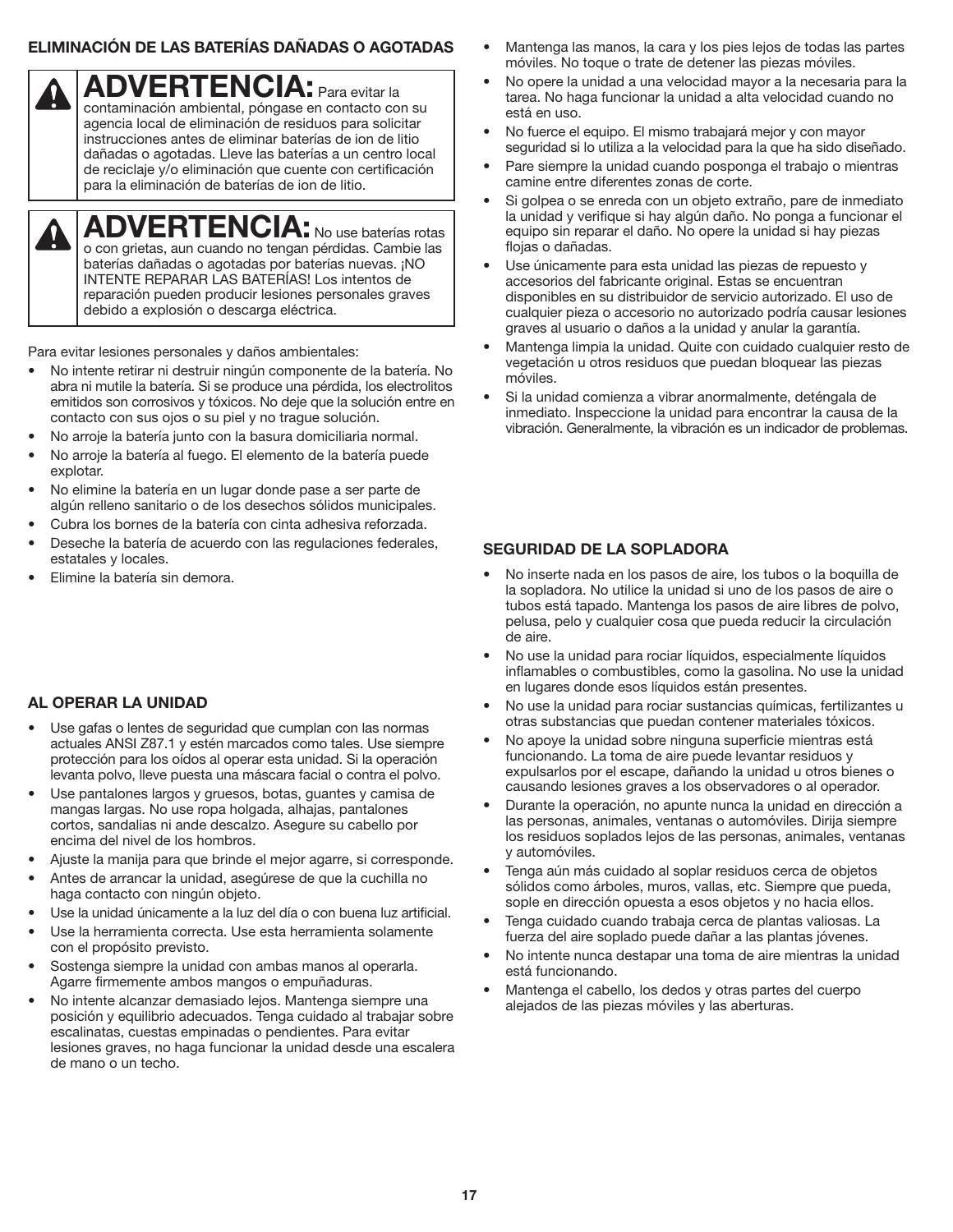## ELIMINACIÓN DE LAS BATERÍAS DAÑADAS O AGOTADAS

**ADVERTENCIA:** Para evitar la contaminación ambiental, póngase en contacto con su agencia local de eliminación de residuos para solicitar instrucciones antes de eliminar baterías de ion de litio dañadas o agotadas. Lleve las baterías a un centro local de reciclaje y/o eliminación que cuente con certificación para la eliminación de baterías de ion de litio.

**ADVERTENCIA:** No use baterías rotas o con grietas, aun cuando no tengan pérdidas. Cambie las baterías dañadas o agotadas por baterías nuevas. ¡NO INTENTE REPARAR LAS BATERÍAS! Los intentos de reparación pueden producir lesiones personales graves debido a explosión o descarga eléctrica.

Para evitar lesiones personales y daños ambientales:

- No intente retirar ni destruir ningún componente de la batería. No abra ni mutile la batería. Si se produce una pérdida, los electrolitos emitidos son corrosivos y tóxicos. No deje que la solución entre en contacto con sus ojos o su piel y no trague solución.
- No arroje la batería junto con la basura domiciliaria normal.
- No arroje la batería al fuego. El elemento de la batería puede explotar.
- No elimine la batería en un lugar donde pase a ser parte de algún relleno sanitario o de los desechos sólidos municipales.
- Cubra los bornes de la batería con cinta adhesiva reforzada.
- Deseche la batería de acuerdo con las regulaciones federales, estatales y locales.
- Elimine la batería sin demora.

## AL OPERAR LA UNIDAD

- Use gafas o lentes de seguridad que cumplan con las normas actuales ANSI Z87.1 y estén marcados como tales. Use siempre protección para los oídos al operar esta unidad. Si la operación levanta polvo, lleve puesta una máscara facial o contra el polvo.
- Use pantalones largos y gruesos, botas, guantes y camisa de mangas largas. No use ropa holgada, alhajas, pantalones cortos, sandalias ni ande descalzo. Asegure su cabello por encima del nivel de los hombros.
- Ajuste la manija para que brinde el mejor agarre, si corresponde.
- Antes de arrancar la unidad, asegúrese de que la cuchilla no haga contacto con ningún objeto.
- Use la unidad únicamente a la luz del día o con buena luz artificial.
- Use la herramienta correcta. Use esta herramienta solamente con el propósito previsto.
- Sostenga siempre la unidad con ambas manos al operarla. Agarre firmemente ambos mangos o empuñaduras.
- No intente alcanzar demasiado lejos. Mantenga siempre una posición y equilibrio adecuados. Tenga cuidado al trabajar sobre escalinatas, cuestas empinadas o pendientes. Para evitar lesiones graves, no haga funcionar la unidad desde una escalera de mano o un techo.
- Mantenga las manos, la cara y los pies lejos de todas las partes móviles. No toque o trate de detener las piezas móviles.
- No opere la unidad a una velocidad mayor a la necesaria para la tarea. No haga funcionar la unidad a alta velocidad cuando no está en uso.
- No fuerce el equipo. El mismo trabajará mejor y con mayor seguridad si lo utiliza a la velocidad para la que ha sido diseñado.
- Pare siempre la unidad cuando posponga el trabajo o mientras camine entre diferentes zonas de corte.
- Si golpea o se enreda con un objeto extraño, pare de inmediato la unidad y verifique si hay algún daño. No ponga a funcionar el equipo sin reparar el daño. No opere la unidad si hay piezas flojas o dañadas.
- Use únicamente para esta unidad las piezas de repuesto y accesorios del fabricante original. Estas se encuentran disponibles en su distribuidor de servicio autorizado. El uso de cualquier pieza o accesorio no autorizado podría causar lesiones graves al usuario o daños a la unidad y anular la garantía.
- Mantenga limpia la unidad. Quite con cuidado cualquier resto de vegetación u otros residuos que puedan bloquear las piezas móviles.
- Si la unidad comienza a vibrar anormalmente, deténgala de inmediato. Inspeccione la unidad para encontrar la causa de la vibración. Generalmente, la vibración es un indicador de problemas.

## SEGURIDAD DE LA SOPLADORA

- No inserte nada en los pasos de aire, los tubos o la boquilla de la sopladora. No utilice la unidad si uno de los pasos de aire o tubos está tapado. Mantenga los pasos de aire libres de polvo, pelusa, pelo y cualquier cosa que pueda reducir la circulación de aire.
- No use la unidad para rociar líquidos, especialmente líquidos inflamables o combustibles, como la gasolina. No use la unidad en lugares donde esos líquidos están presentes.
- No use la unidad para rociar sustancias químicas, fertilizantes u otras substancias que puedan contener materiales tóxicos.
- No apoye la unidad sobre ninguna superficie mientras está funcionando. La toma de aire puede levantar residuos y expulsarlos por el escape, dañando la unidad u otros bienes o causando lesiones graves a los observadores o al operador.
- Durante la operación, no apunte nunca la unidad en dirección a las personas, animales, ventanas o automóviles. Dirija siempre los residuos soplados lejos de las personas, animales, ventanas y automóviles.
- Tenga aún más cuidado al soplar residuos cerca de objetos sólidos como árboles, muros, vallas, etc. Siempre que pueda, sople en dirección opuesta a esos objetos y no hacia ellos.
- Tenga cuidado cuando trabaja cerca de plantas valiosas. La fuerza del aire soplado puede dañar a las plantas jóvenes.
- No intente nunca destapar una toma de aire mientras la unidad está funcionando.
- Mantenga el cabello, los dedos y otras partes del cuerpo alejados de las piezas móviles y las aberturas.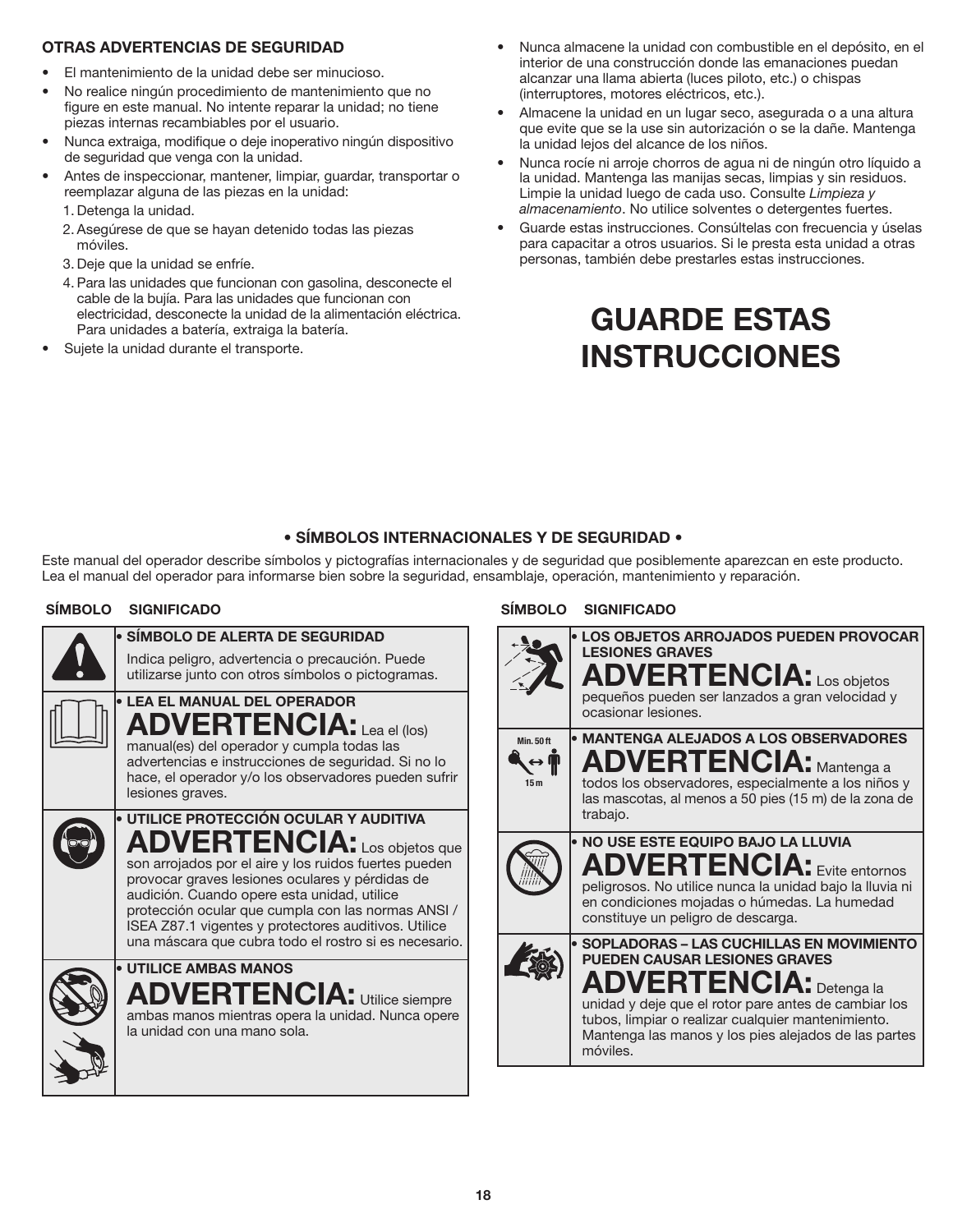### OTRAS ADVERTENCIAS DE SEGURIDAD

- El mantenimiento de la unidad debe ser minucioso.
- No realice ningún procedimiento de mantenimiento que no figure en este manual. No intente reparar la unidad; no tiene piezas internas recambiables por el usuario.
- Nunca extraiga, modifique o deje inoperativo ningún dispositivo de seguridad que venga con la unidad.
- Antes de inspeccionar, mantener, limpiar, guardar, transportar o reemplazar alguna de las piezas en la unidad:
  1. Detenga la unidad.
  2. Asegúrese de que se hayan detenido todas las piezas móviles.
  3. Deje que la unidad se enfríe.
  4. Para las unidades que funcionan con gasolina, desconecte el cable de la bujía. Para las unidades que funcionan con electricidad, desconecte la unidad de la alimentación eléctrica. Para unidades a batería, extraiga la batería.
- Sujete la unidad durante el transporte.
- Nunca almacene la unidad con combustible en el depósito, en el interior de una construcción donde las emanaciones puedan alcanzar una llama abierta (luces piloto, etc.) o chispas (interruptores, motores eléctricos, etc.).
- Almacene la unidad en un lugar seco, asegurada o a una altura que evite que se la use sin autorización o se la dañe. Mantenga la unidad lejos del alcance de los niños.
- Nunca rocíe ni arroje chorros de agua ni de ningún otro líquido a la unidad. Mantenga las manijas secas, limpias y sin residuos. Limpie la unidad luego de cada uso. Consulte *Limpieza y almacenamiento*. No utilice solventes o detergentes fuertes.
- Guarde estas instrucciones. Consúltelas con frecuencia y úselas para capacitar a otros usuarios. Si le presta esta unidad a otras personas, también debe prestarles estas instrucciones.

# GUARDE ESTAS INSTRUCCIONES

### • SÍMBOLOS INTERNACIONALES Y DE SEGURIDAD •

Este manual del operador describe símbolos y pictografías internacionales y de seguridad que posiblemente aparezcan en este producto. Lea el manual del operador para informarse bien sobre la seguridad, ensamblaje, operación, mantenimiento y reparación.

| SÍMBOLO | SIGNIFICADO |
|---|---|
| | **• SÍMBOLO DE ALERTA DE SEGURIDAD** Indica peligro, advertencia o precaución. Puede utilizarse junto con otros símbolos o pictogramas. |
| | **• LEA EL MANUAL DEL OPERADOR** **ADVERTENCIA:** Lea el (los) manual(es) del operador y cumpla todas las advertencias e instrucciones de seguridad. Si no lo hace, el operador y/o los observadores pueden sufrir lesiones graves. |
| | **• UTILICE PROTECCIÓN OCULAR Y AUDITIVA** **ADVERTENCIA:** Los objetos que son arrojados por el aire y los ruidos fuertes pueden provocar graves lesiones oculares y pérdidas de audición. Cuando opere esta unidad, utilice protección ocular que cumpla con las normas ANSI / ISEA Z87.1 vigentes y protectores auditivos. Utilice una máscara que cubra todo el rostro si es necesario. |
| | **• UTILICE AMBAS MANOS** **ADVERTENCIA:** Utilice siempre ambas manos mientras opera la unidad. Nunca opere la unidad con una mano sola. |

| SÍMBOLO | SIGNIFICADO |
|---|---|
| | **• LOS OBJETOS ARROJADOS PUEDEN PROVOCAR LESIONES GRAVES** **ADVERTENCIA:** Los objetos pequeños pueden ser lanzados a gran velocidad y ocasionar lesiones. |
| Min. 50 ft 15 m | **• MANTENGA ALEJADOS A LOS OBSERVADORES** **ADVERTENCIA:** Mantenga a todos los observadores, especialmente a los niños y las mascotas, al menos a 50 pies (15 m) de la zona de trabajo. |
| | **• NO USE ESTE EQUIPO BAJO LA LLUVIA** **ADVERTENCIA:** Evite entornos peligrosos. No utilice nunca la unidad bajo la lluvia ni en condiciones mojadas o húmedas. La humedad constituye un peligro de descarga. |
| | **• SOPLADORAS – LAS CUCHILLAS EN MOVIMIENTO PUEDEN CAUSAR LESIONES GRAVES** **ADVERTENCIA:** Detenga la unidad y deje que el rotor pare antes de cambiar los tubos, limpiar o realizar cualquier mantenimiento. Mantenga las manos y los pies alejados de las partes móviles. |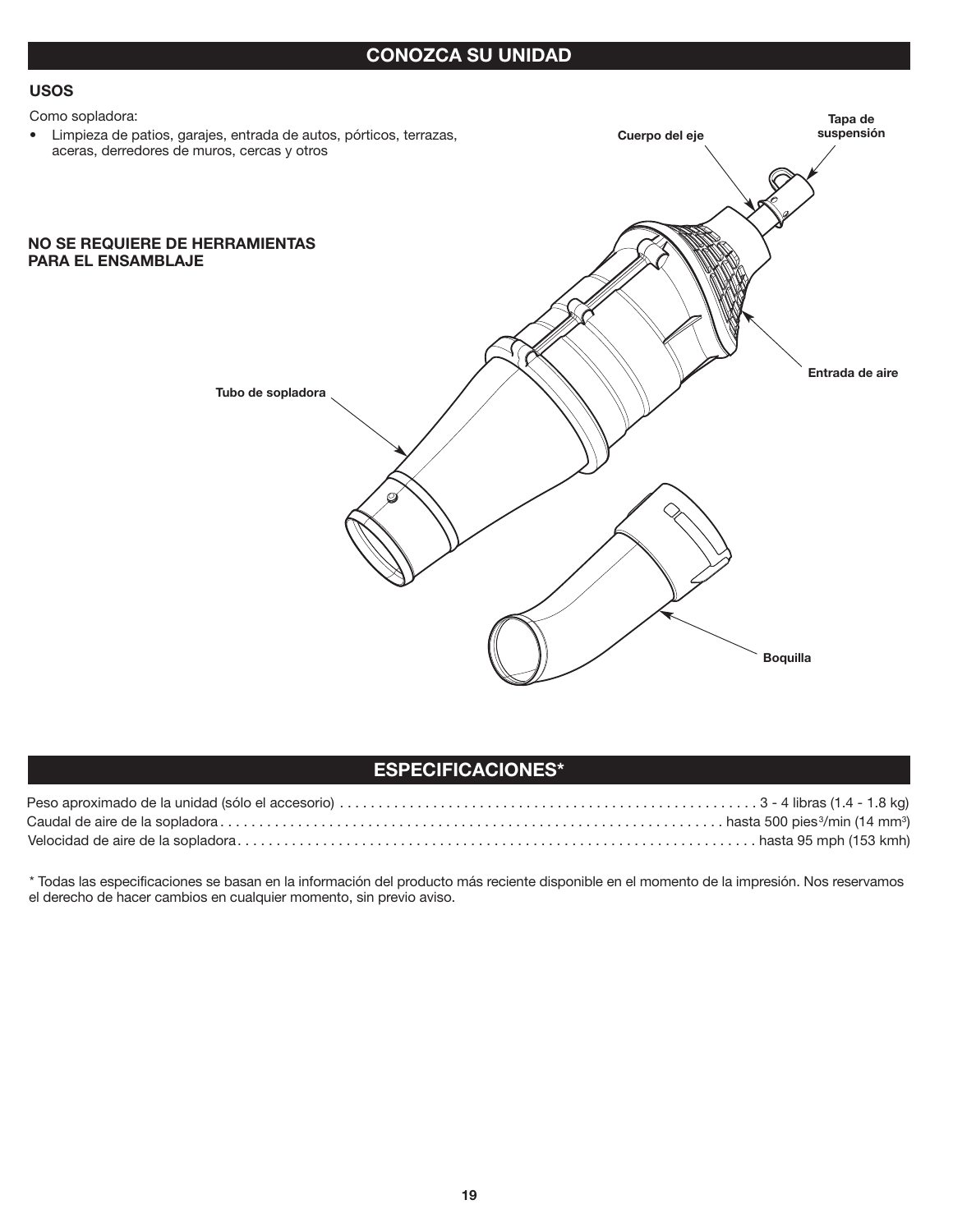## CONOZCA SU UNIDAD

### USOS

Como sopladora:

- Limpieza de patios, garajes, entrada de autos, pórticos, terrazas, aceras, derredores de muros, cercas y otros

**NO SE REQUIERE DE HERRAMIENTAS PARA EL ENSAMBLAJE**

**Cuerpo del eje**

**Tapa de suspensión**

**Entrada de aire**

**Tubo de sopladora**

**Boquilla**

## ESPECIFICACIONES*

Peso aproximado de la unidad (sólo el accesorio) . . . . . . . . . . . . . . . . . . . . . . . . . . . . . . . . . . . . . . . . . . . . . . . . . . . . . 3 - 4 libras (1.4 - 1.8 kg)

Caudal de aire de la sopladora . . . . . . . . . . . . . . . . . . . . . . . . . . . . . . . . . . . . . . . . . . . . . . . . . . . . . . . . . . . . . . . . . hasta 500 pies$^3$/min (14 mm$^3$)

Velocidad de aire de la sopladora . . . . . . . . . . . . . . . . . . . . . . . . . . . . . . . . . . . . . . . . . . . . . . . . . . . . . . . . . . . . . . . . . hasta 95 mph (153 kmh)

\* Todas las especificaciones se basan en la información del producto más reciente disponible en el momento de la impresión. Nos reservamos el derecho de hacer cambios en cualquier momento, sin previo aviso.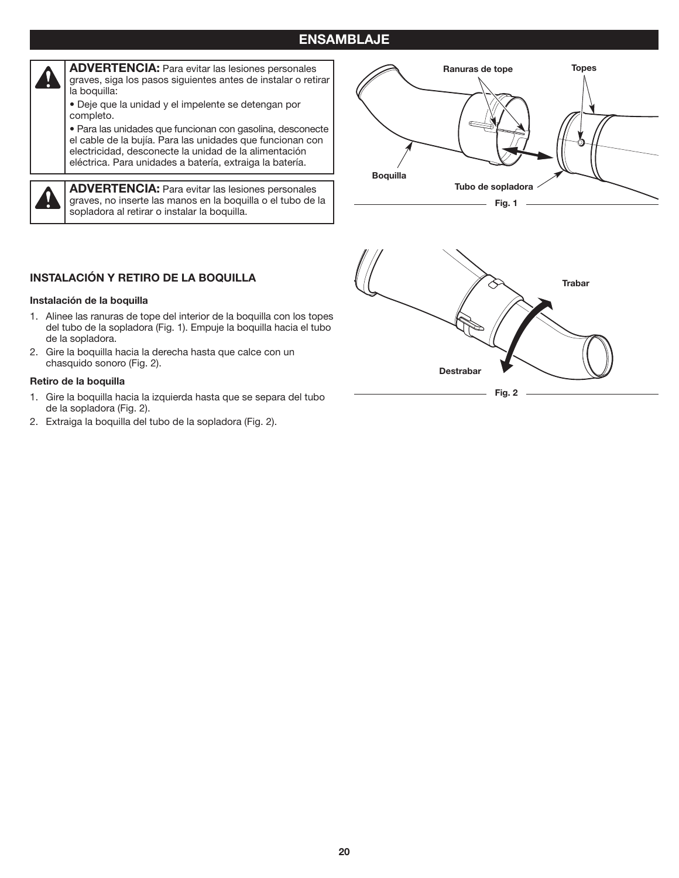# ENSAMBLAJE

**ADVERTENCIA:** Para evitar las lesiones personales graves, siga los pasos siguientes antes de instalar o retirar la boquilla:

- Deje que la unidad y el impelente se detengan por completo.
- Para las unidades que funcionan con gasolina, desconecte el cable de la bujía. Para las unidades que funcionan con electricidad, desconecte la unidad de la alimentación eléctrica. Para unidades a batería, extraiga la batería.

**ADVERTENCIA:** Para evitar las lesiones personales graves, no inserte las manos en la boquilla o el tubo de la sopladora al retirar o instalar la boquilla.

Ranuras de tope
Topes
Boquilla
Tubo de sopladora

Fig. 1

Trabar
Destrabar

Fig. 2

## INSTALACIÓN Y RETIRO DE LA BOQUILLA

### Instalación de la boquilla

1. Alinee las ranuras de tope del interior de la boquilla con los topes del tubo de la sopladora (Fig. 1). Empuje la boquilla hacia el tubo de la sopladora.
2. Gire la boquilla hacia la derecha hasta que calce con un chasquido sonoro (Fig. 2).

### Retiro de la boquilla

1. Gire la boquilla hacia la izquierda hasta que se separa del tubo de la sopladora (Fig. 2).
2. Extraiga la boquilla del tubo de la sopladora (Fig. 2).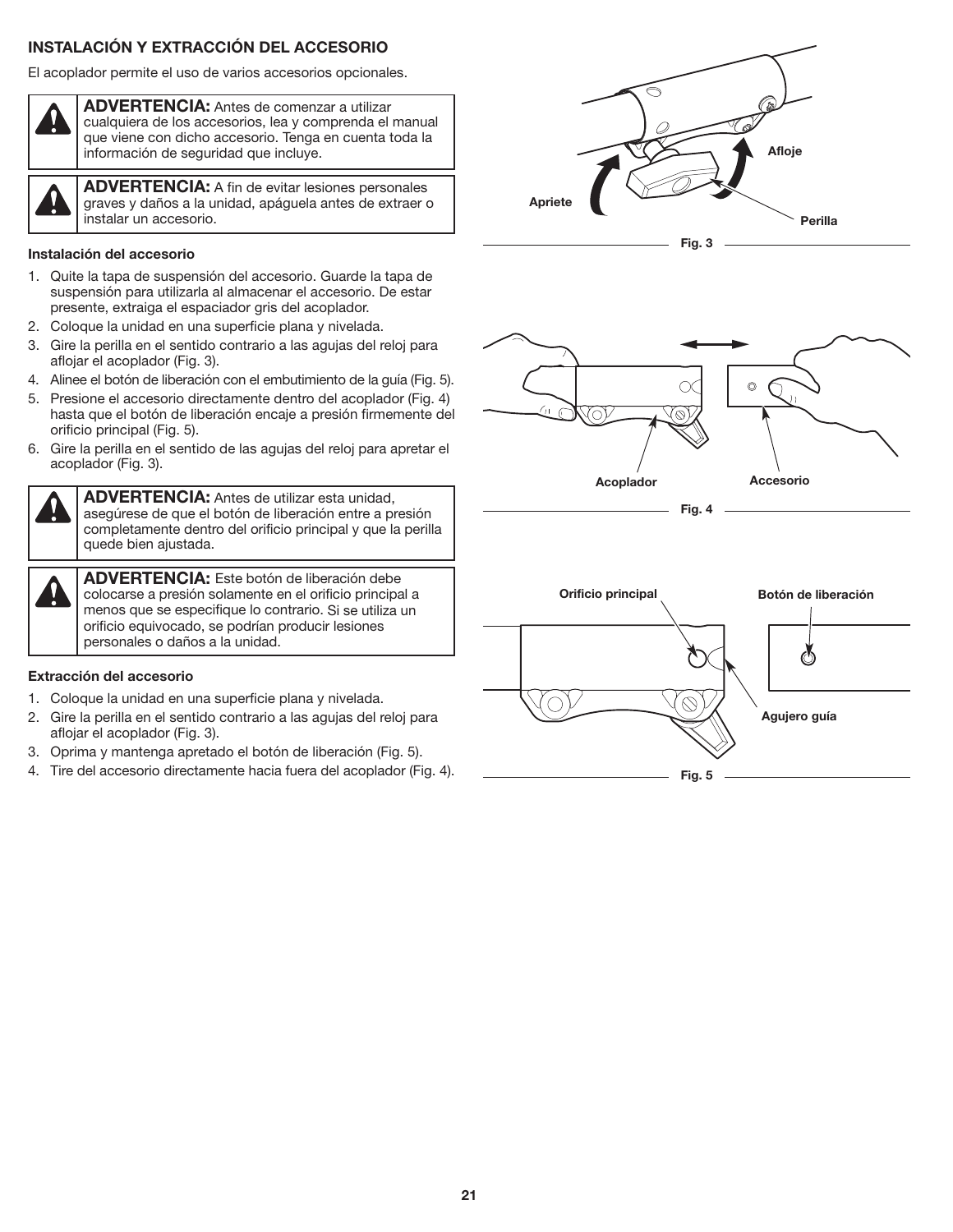## INSTALACIÓN Y EXTRACCIÓN DEL ACCESORIO

El acoplador permite el uso de varios accesorios opcionales.

**ADVERTENCIA:** Antes de comenzar a utilizar cualquiera de los accesorios, lea y comprenda el manual que viene con dicho accesorio. Tenga en cuenta toda la información de seguridad que incluye.

**ADVERTENCIA:** A fin de evitar lesiones personales graves y daños a la unidad, apáguela antes de extraer o instalar un accesorio.

### Instalación del accesorio

1. Quite la tapa de suspensión del accesorio. Guarde la tapa de suspensión para utilizarla al almacenar el accesorio. De estar presente, extraiga el espaciador gris del acoplador.
2. Coloque la unidad en una superficie plana y nivelada.
3. Gire la perilla en el sentido contrario a las agujas del reloj para aflojar el acoplador (Fig. 3).
4. Alinee el botón de liberación con el embutimiento de la guía (Fig. 5).
5. Presione el accesorio directamente dentro del acoplador (Fig. 4) hasta que el botón de liberación encaje a presión firmemente del orificio principal (Fig. 5).
6. Gire la perilla en el sentido de las agujas del reloj para apretar el acoplador (Fig. 3).

**ADVERTENCIA:** Antes de utilizar esta unidad, asegúrese de que el botón de liberación entre a presión completamente dentro del orificio principal y que la perilla quede bien ajustada.

**ADVERTENCIA:** Este botón de liberación debe colocarse a presión solamente en el orificio principal a menos que se especifique lo contrario. Si se utiliza un orificio equivocado, se podrían producir lesiones personales o daños a la unidad.

### Extracción del accesorio

1. Coloque la unidad en una superficie plana y nivelada.
2. Gire la perilla en el sentido contrario a las agujas del reloj para aflojar el acoplador (Fig. 3).
3. Oprima y mantenga apretado el botón de liberación (Fig. 5).
4. Tire del accesorio directamente hacia fuera del acoplador (Fig. 4).

Afloje
Apriete
Perilla

Fig. 3

Acoplador
Accesorio

Fig. 4

Orificio principal
Botón de liberación
Agujero guía

Fig. 5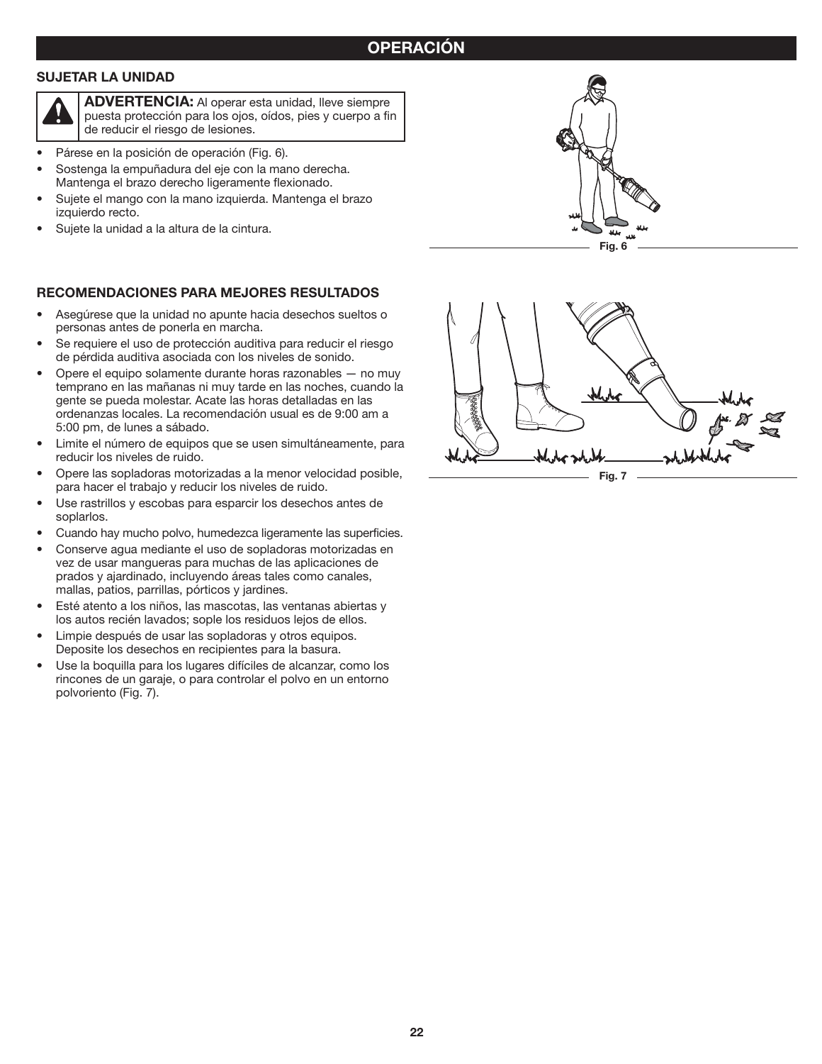## OPERACIÓN

### SUJETAR LA UNIDAD

**ADVERTENCIA:** Al operar esta unidad, lleve siempre puesta protección para los ojos, oídos, pies y cuerpo a fin de reducir el riesgo de lesiones.

- Párese en la posición de operación (Fig. 6).
- Sostenga la empuñadura del eje con la mano derecha. Mantenga el brazo derecho ligeramente flexionado.
- Sujete el mango con la mano izquierda. Mantenga el brazo izquierdo recto.
- Sujete la unidad a la altura de la cintura.

Fig. 6

### RECOMENDACIONES PARA MEJORES RESULTADOS

- Asegúrese que la unidad no apunte hacia desechos sueltos o personas antes de ponerla en marcha.
- Se requiere el uso de protección auditiva para reducir el riesgo de pérdida auditiva asociada con los niveles de sonido.
- Opere el equipo solamente durante horas razonables — no muy temprano en las mañanas ni muy tarde en las noches, cuando la gente se pueda molestar. Acate las horas detalladas en las ordenanzas locales. La recomendación usual es de 9:00 am a 5:00 pm, de lunes a sábado.
- Limite el número de equipos que se usen simultáneamente, para reducir los niveles de ruido.
- Opere las sopladoras motorizadas a la menor velocidad posible, para hacer el trabajo y reducir los niveles de ruido.
- Use rastrillos y escobas para esparcir los desechos antes de soplarlos.
- Cuando hay mucho polvo, humedezca ligeramente las superficies.
- Conserve agua mediante el uso de sopladoras motorizadas en vez de usar mangueras para muchas de las aplicaciones de prados y ajardinado, incluyendo áreas tales como canales, mallas, patios, parrillas, pórticos y jardines.
- Esté atento a los niños, las mascotas, las ventanas abiertas y los autos recién lavados; sople los residuos lejos de ellos.
- Limpie después de usar las sopladoras y otros equipos. Deposite los desechos en recipientes para la basura.
- Use la boquilla para los lugares difíciles de alcanzar, como los rincones de un garaje, o para controlar el polvo en un entorno polvoriento (Fig. 7).

Fig. 7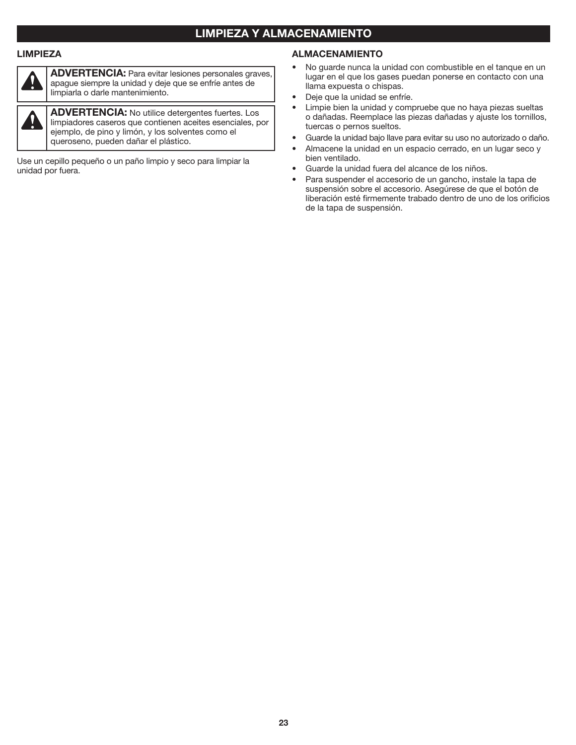# LIMPIEZA Y ALMACENAMIENTO

## LIMPIEZA

**ADVERTENCIA:** Para evitar lesiones personales graves, apague siempre la unidad y deje que se enfríe antes de limpiarla o darle mantenimiento.

**ADVERTENCIA:** No utilice detergentes fuertes. Los limpiadores caseros que contienen aceites esenciales, por ejemplo, de pino y limón, y los solventes como el queroseno, pueden dañar el plástico.

Use un cepillo pequeño o un paño limpio y seco para limpiar la unidad por fuera.

## ALMACENAMIENTO

- No guarde nunca la unidad con combustible en el tanque en un lugar en el que los gases puedan ponerse en contacto con una llama expuesta o chispas.
- Deje que la unidad se enfríe.
- Limpie bien la unidad y compruebe que no haya piezas sueltas o dañadas. Reemplace las piezas dañadas y ajuste los tornillos, tuercas o pernos sueltos.
- Guarde la unidad bajo llave para evitar su uso no autorizado o daño.
- Almacene la unidad en un espacio cerrado, en un lugar seco y bien ventilado.
- Guarde la unidad fuera del alcance de los niños.
- Para suspender el accesorio de un gancho, instale la tapa de suspensión sobre el accesorio. Asegúrese de que el botón de liberación esté firmemente trabado dentro de uno de los orificios de la tapa de suspensión.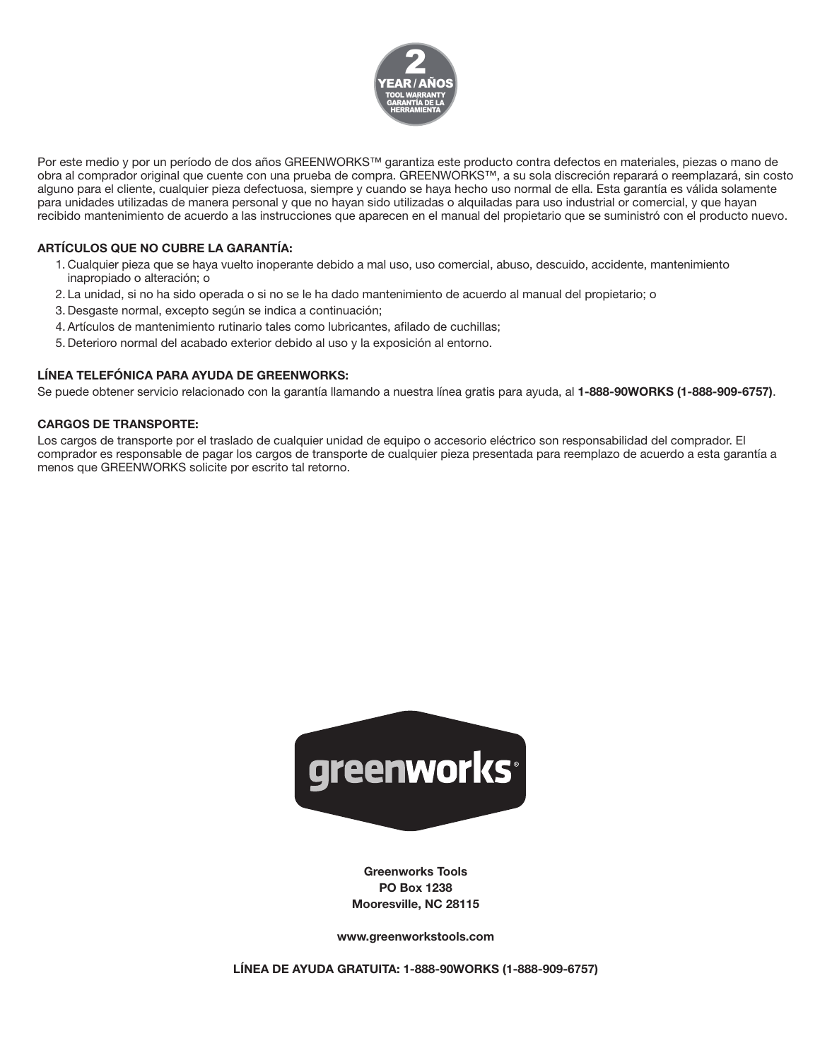2 YEAR / AÑOS TOOL WARRANTY GARANTÍA DE LA HERRAMIENTA

Por este medio y por un período de dos años GREENWORKS™ garantiza este producto contra defectos en materiales, piezas o mano de obra al comprador original que cuente con una prueba de compra. GREENWORKS™, a su sola discreción reparará o reemplazará, sin costo alguno para el cliente, cualquier pieza defectuosa, siempre y cuando se haya hecho uso normal de ella. Esta garantía es válida solamente para unidades utilizadas de manera personal y que no hayan sido utilizadas o alquiladas para uso industrial or comercial, y que hayan recibido mantenimiento de acuerdo a las instrucciones que aparecen en el manual del propietario que se suministró con el producto nuevo.

**ARTÍCULOS QUE NO CUBRE LA GARANTÍA:**

1. Cualquier pieza que se haya vuelto inoperante debido a mal uso, uso comercial, abuso, descuido, accidente, mantenimiento inapropiado o alteración; o
2. La unidad, si no ha sido operada o si no se le ha dado mantenimiento de acuerdo al manual del propietario; o
3. Desgaste normal, excepto según se indica a continuación;
4. Artículos de mantenimiento rutinario tales como lubricantes, afilado de cuchillas;
5. Deterioro normal del acabado exterior debido al uso y la exposición al entorno.

**LÍNEA TELEFÓNICA PARA AYUDA DE GREENWORKS:**

Se puede obtener servicio relacionado con la garantía llamando a nuestra línea gratis para ayuda, al **1-888-90WORKS (1-888-909-6757)**.

**CARGOS DE TRANSPORTE:**

Los cargos de transporte por el traslado de cualquier unidad de equipo o accesorio eléctrico son responsabilidad del comprador. El comprador es responsable de pagar los cargos de transporte de cualquier pieza presentada para reemplazo de acuerdo a esta garantía a menos que GREENWORKS solicite por escrito tal retorno.

greenworks®

**Greenworks Tools**
**PO Box 1238**
**Mooresville, NC 28115**

**www.greenworkstools.com**

**LÍNEA DE AYUDA GRATUITA: 1-888-90WORKS (1-888-909-6757)**